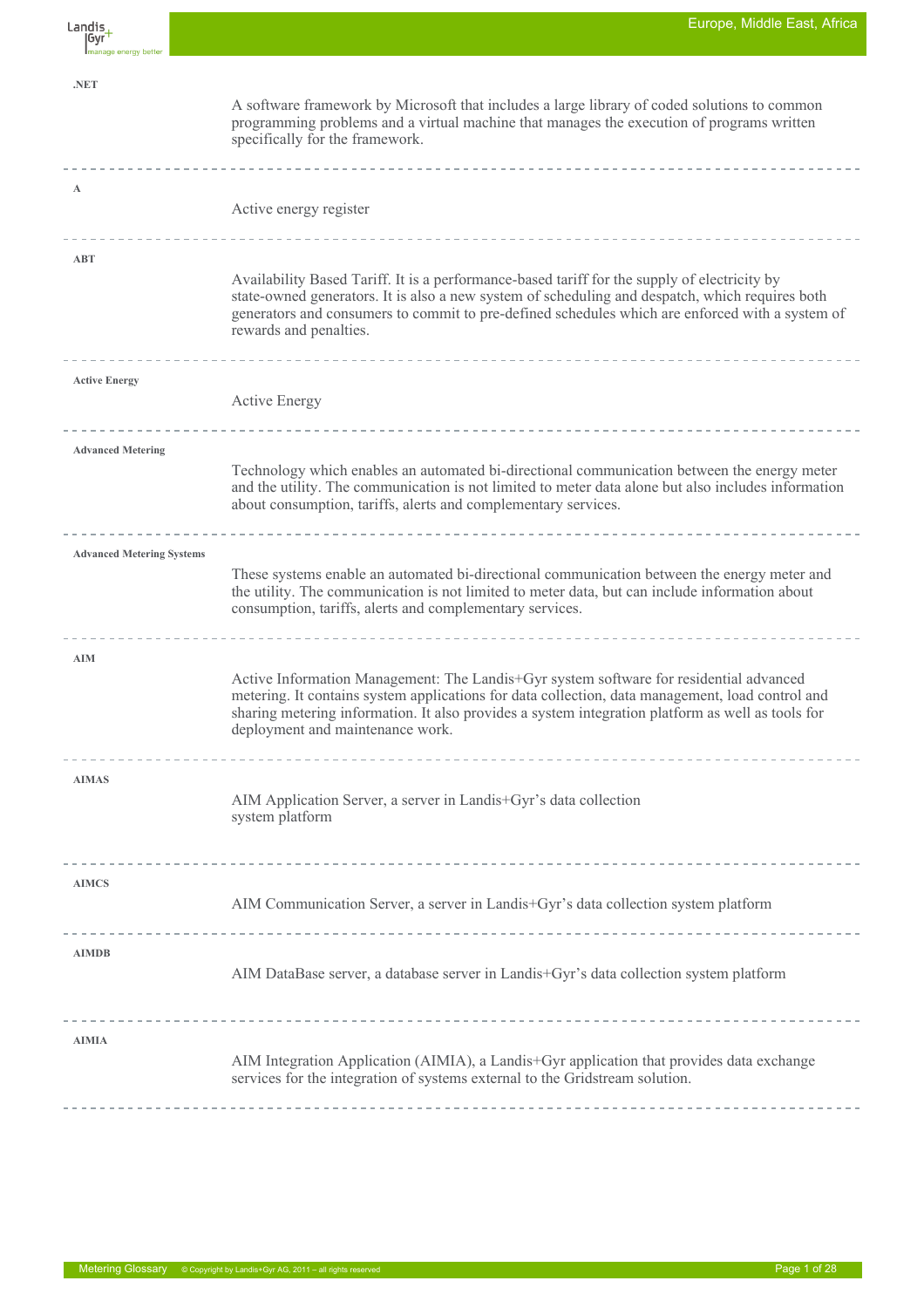**.NET**

A software framework by Microsoft that includes a large library of coded solutions to common programming problems and a virtual machine that manages the execution of programs written specifically for the framework.

---

**A**

Active energy register

---

**ABT**

Availability Based Tariff. It is a performance-based tariff for the supply of electricity by state-owned generators. It is also a new system of scheduling and despatch, which requires both generators and consumers to commit to pre-defined schedules which are enforced with a system of rewards and penalties.

---

**Active Energy**

Active Energy

---

**Advanced Metering**

Technology which enables an automated bi-directional communication between the energy meter and the utility. The communication is not limited to meter data alone but also includes information about consumption, tariffs, alerts and complementary services.

---

**Advanced Metering Systems**

These systems enable an automated bi-directional communication between the energy meter and the utility. The communication is not limited to meter data, but can include information about consumption, tariffs, alerts and complementary services.

---

**AIM**

Active Information Management: The Landis+Gyr system software for residential advanced metering. It contains system applications for data collection, data management, load control and sharing metering information. It also provides a system integration platform as well as tools for deployment and maintenance work.

---

**AIMAS**

AIM Application Server, a server in Landis+Gyr's data collection system platform

---

**AIMCS**

AIM Communication Server, a server in Landis+Gyr's data collection system platform

---

**AIMDB**

AIM DataBase server, a database server in Landis+Gyr's data collection system platform

---

**AIMIA**

AIM Integration Application (AIMIA), a Landis+Gyr application that provides data exchange services for the integration of systems external to the Gridstream solution.

---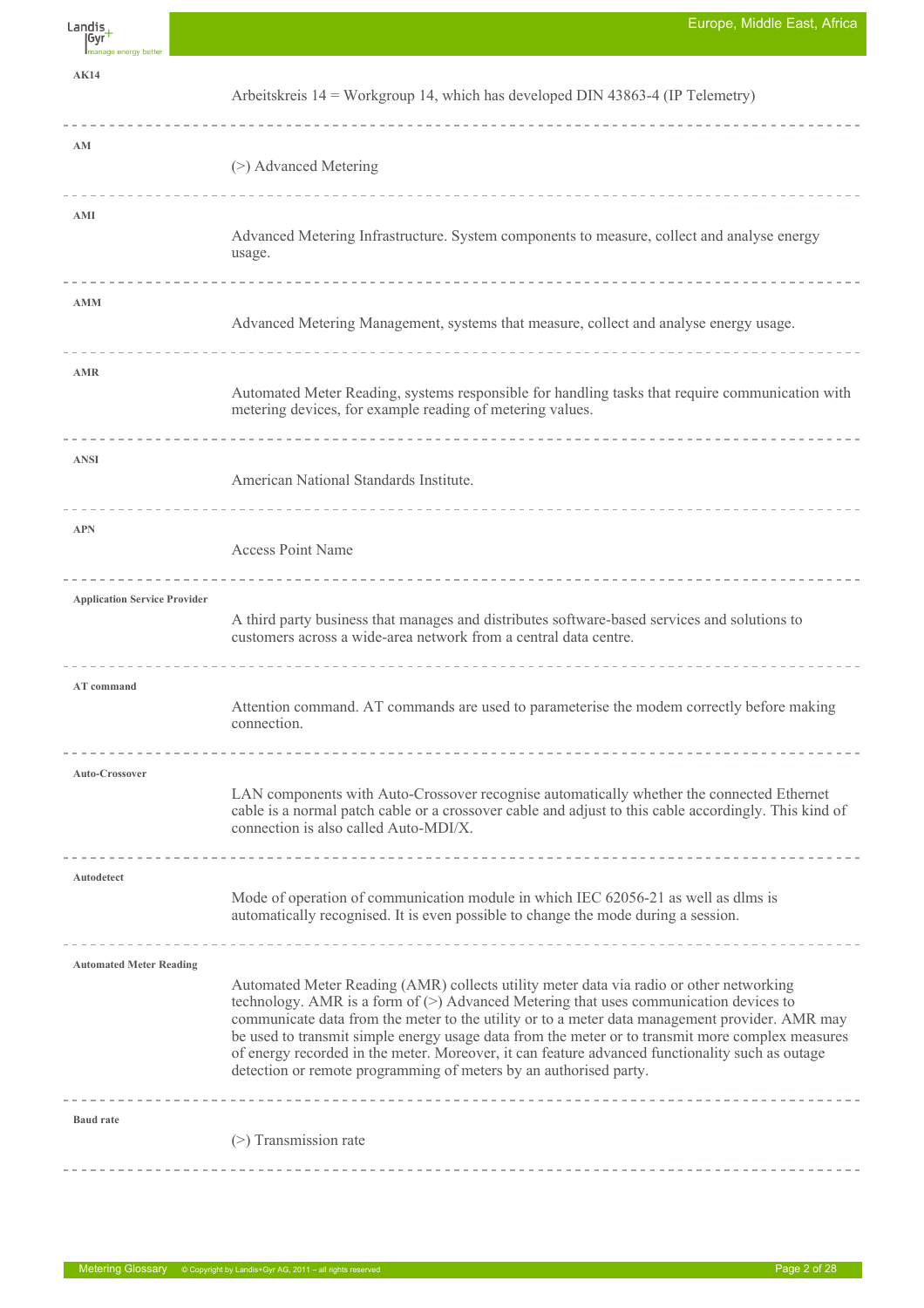**AK14**

Arbeitskreis 14 = Workgroup 14, which has developed DIN 43863-4 (IP Telemetry)

---

**AM**

(>) Advanced Metering

---

**AMI**

Advanced Metering Infrastructure. System components to measure, collect and analyse energy usage.

---

**AMM**

Advanced Metering Management, systems that measure, collect and analyse energy usage.

---

**AMR**

Automated Meter Reading, systems responsible for handling tasks that require communication with metering devices, for example reading of metering values.

---

**ANSI**

American National Standards Institute.

---

**APN**

Access Point Name

---

**Application Service Provider**

A third party business that manages and distributes software-based services and solutions to customers across a wide-area network from a central data centre.

---

**AT command**

Attention command. AT commands are used to parameterise the modem correctly before making connection.

---

**Auto-Crossover**

LAN components with Auto-Crossover recognise automatically whether the connected Ethernet cable is a normal patch cable or a crossover cable and adjust to this cable accordingly. This kind of connection is also called Auto-MDI/X.

---

**Autodetect**

Mode of operation of communication module in which IEC 62056-21 as well as dlms is automatically recognised. It is even possible to change the mode during a session.

---

**Automated Meter Reading**

Automated Meter Reading (AMR) collects utility meter data via radio or other networking technology. AMR is a form of (>) Advanced Metering that uses communication devices to communicate data from the meter to the utility or to a meter data management provider. AMR may be used to transmit simple energy usage data from the meter or to transmit more complex measures of energy recorded in the meter. Moreover, it can feature advanced functionality such as outage detection or remote programming of meters by an authorised party.

---

**Baud rate**

(>) Transmission rate

---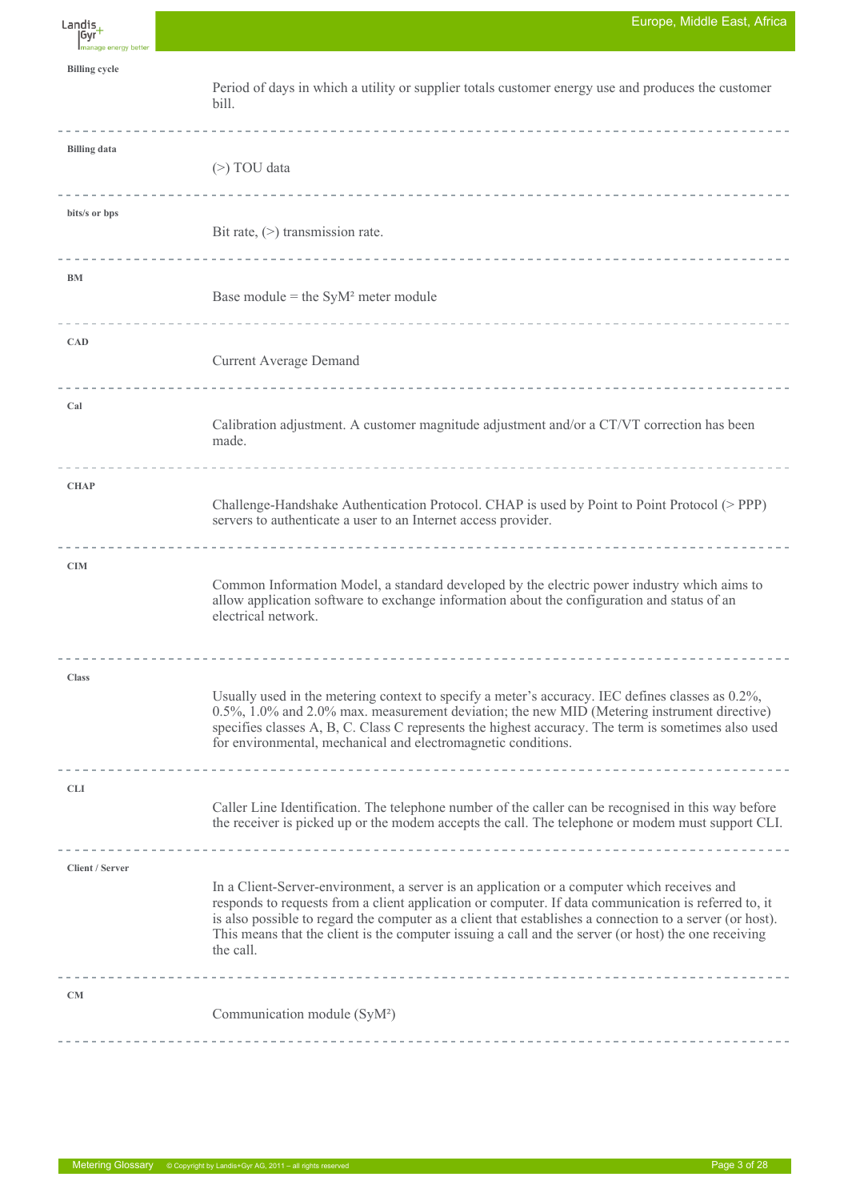**Billing cycle**

Period of days in which a utility or supplier totals customer energy use and produces the customer bill.

---

**Billing data**

(>) TOU data

---

**bits/s or bps**

Bit rate, (>) transmission rate.

---

**BM**

Base module = the SyM² meter module

---

**CAD**

Current Average Demand

---

**Cal**

Calibration adjustment. A customer magnitude adjustment and/or a CT/VT correction has been made.

---

**CHAP**

Challenge-Handshake Authentication Protocol. CHAP is used by Point to Point Protocol (> PPP) servers to authenticate a user to an Internet access provider.

---

**CIM**

Common Information Model, a standard developed by the electric power industry which aims to allow application software to exchange information about the configuration and status of an electrical network.

---

**Class**

Usually used in the metering context to specify a meter's accuracy. IEC defines classes as 0.2%, 0.5%, 1.0% and 2.0% max. measurement deviation; the new MID (Metering instrument directive) specifies classes A, B, C. Class C represents the highest accuracy. The term is sometimes also used for environmental, mechanical and electromagnetic conditions.

---

**CLI**

Caller Line Identification. The telephone number of the caller can be recognised in this way before the receiver is picked up or the modem accepts the call. The telephone or modem must support CLI.

---

**Client / Server**

In a Client-Server-environment, a server is an application or a computer which receives and responds to requests from a client application or computer. If data communication is referred to, it is also possible to regard the computer as a client that establishes a connection to a server (or host). This means that the client is the computer issuing a call and the server (or host) the one receiving the call.

---

**CM**

Communication module (SyM²)

---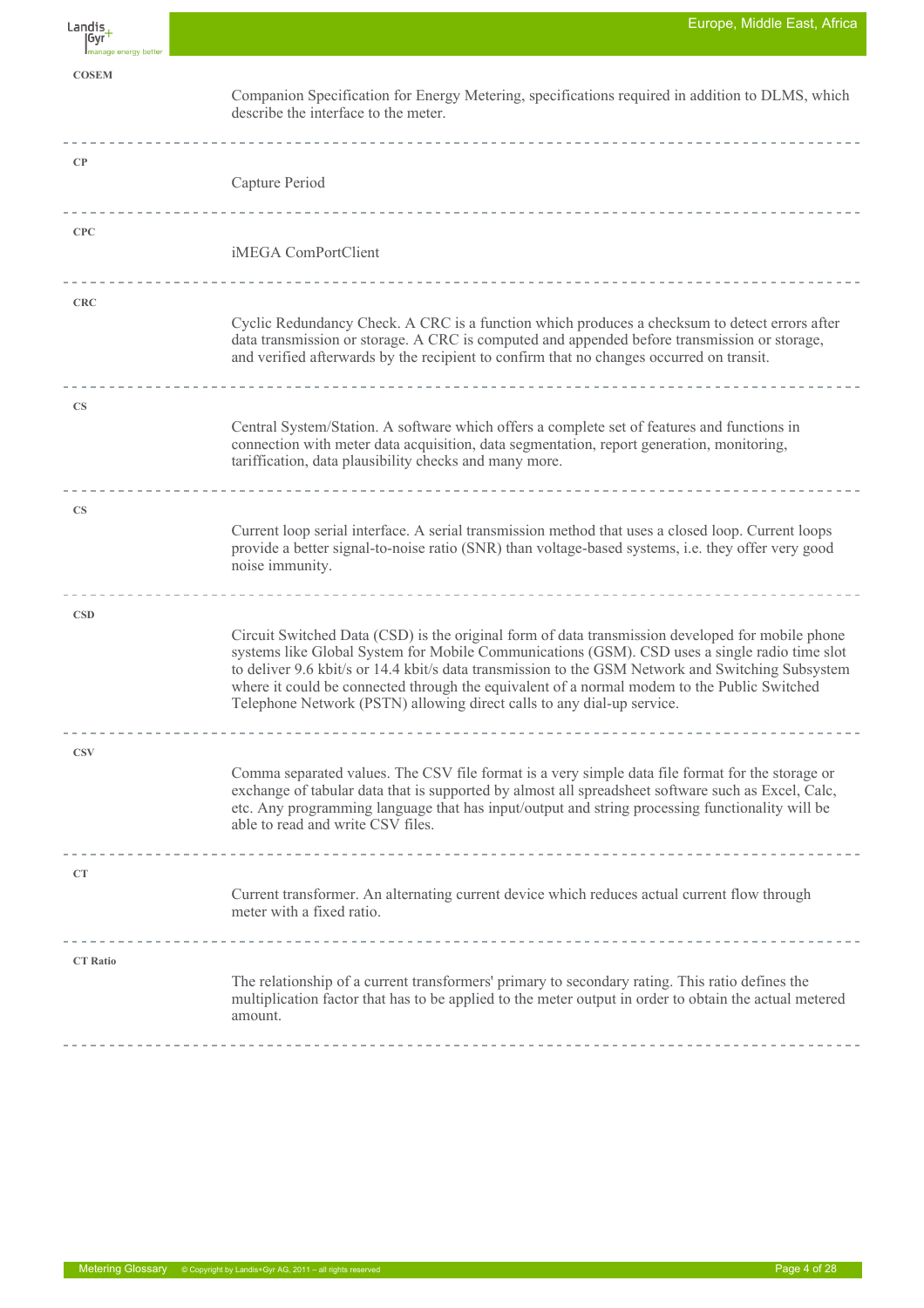**COSEM**

Companion Specification for Energy Metering, specifications required in addition to DLMS, which describe the interface to the meter.

---

**CP**

Capture Period

---

**CPC**

iMEGA ComPortClient

---

**CRC**

Cyclic Redundancy Check. A CRC is a function which produces a checksum to detect errors after data transmission or storage. A CRC is computed and appended before transmission or storage, and verified afterwards by the recipient to confirm that no changes occurred on transit.

---

**CS**

Central System/Station. A software which offers a complete set of features and functions in connection with meter data acquisition, data segmentation, report generation, monitoring, tariffication, data plausibility checks and many more.

---

**CS**

Current loop serial interface. A serial transmission method that uses a closed loop. Current loops provide a better signal-to-noise ratio (SNR) than voltage-based systems, i.e. they offer very good noise immunity.

---

**CSD**

Circuit Switched Data (CSD) is the original form of data transmission developed for mobile phone systems like Global System for Mobile Communications (GSM). CSD uses a single radio time slot to deliver 9.6 kbit/s or 14.4 kbit/s data transmission to the GSM Network and Switching Subsystem where it could be connected through the equivalent of a normal modem to the Public Switched Telephone Network (PSTN) allowing direct calls to any dial-up service.

---

**CSV**

Comma separated values. The CSV file format is a very simple data file format for the storage or exchange of tabular data that is supported by almost all spreadsheet software such as Excel, Calc, etc. Any programming language that has input/output and string processing functionality will be able to read and write CSV files.

---

**CT**

Current transformer. An alternating current device which reduces actual current flow through meter with a fixed ratio.

---

**CT Ratio**

The relationship of a current transformers' primary to secondary rating. This ratio defines the multiplication factor that has to be applied to the meter output in order to obtain the actual metered amount.

---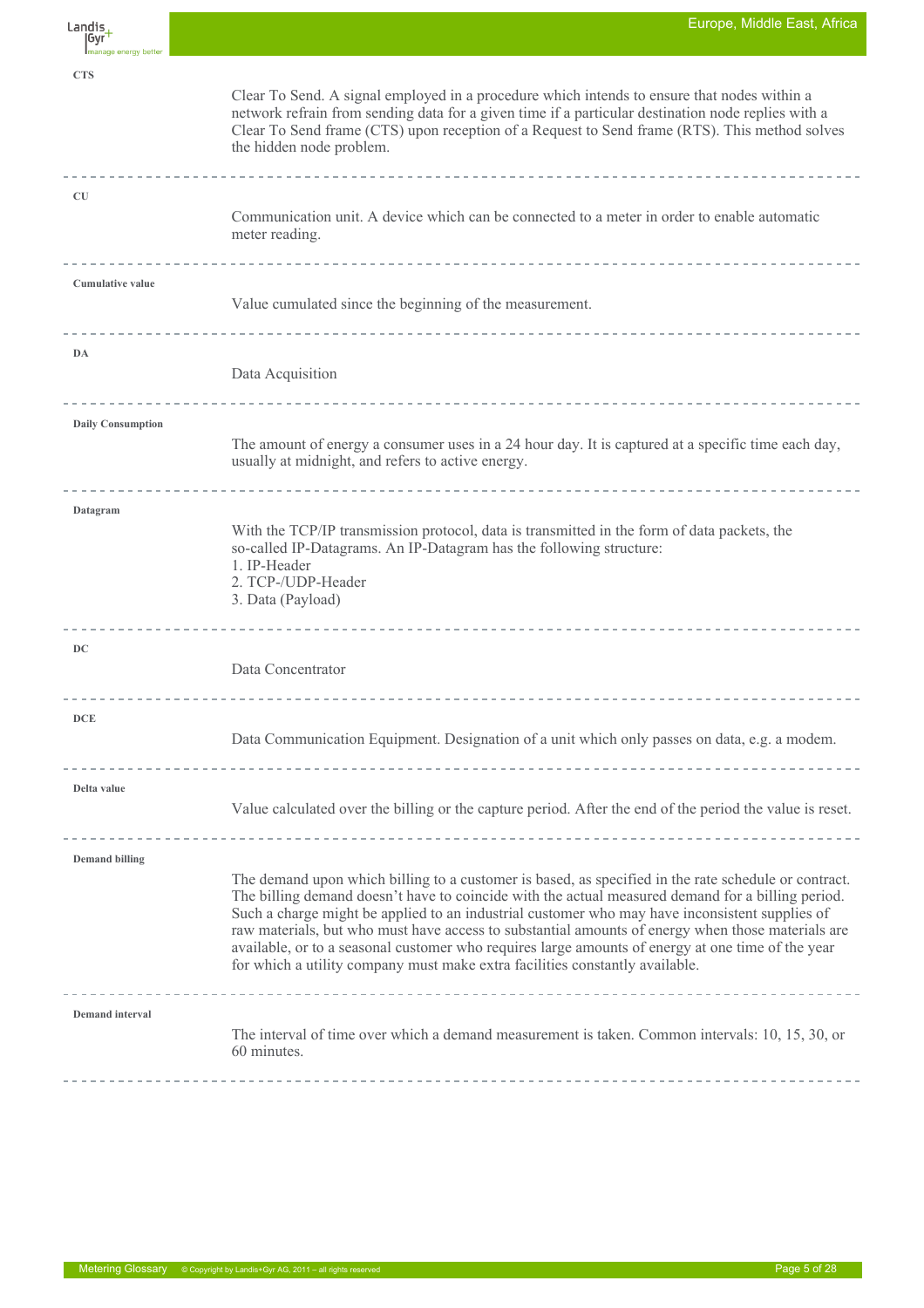**CTS**

Clear To Send. A signal employed in a procedure which intends to ensure that nodes within a network refrain from sending data for a given time if a particular destination node replies with a Clear To Send frame (CTS) upon reception of a Request to Send frame (RTS). This method solves the hidden node problem.

---

**CU**

Communication unit. A device which can be connected to a meter in order to enable automatic meter reading.

---

**Cumulative value**

Value cumulated since the beginning of the measurement.

---

**DA**

Data Acquisition

---

**Daily Consumption**

The amount of energy a consumer uses in a 24 hour day. It is captured at a specific time each day, usually at midnight, and refers to active energy.

---

**Datagram**

With the TCP/IP transmission protocol, data is transmitted in the form of data packets, the so-called IP-Datagrams. An IP-Datagram has the following structure:

1. IP-Header
2. TCP-/UDP-Header
3. Data (Payload)

---

**DC**

Data Concentrator

---

**DCE**

Data Communication Equipment. Designation of a unit which only passes on data, e.g. a modem.

---

**Delta value**

Value calculated over the billing or the capture period. After the end of the period the value is reset.

---

**Demand billing**

The demand upon which billing to a customer is based, as specified in the rate schedule or contract. The billing demand doesn't have to coincide with the actual measured demand for a billing period. Such a charge might be applied to an industrial customer who may have inconsistent supplies of raw materials, but who must have access to substantial amounts of energy when those materials are available, or to a seasonal customer who requires large amounts of energy at one time of the year for which a utility company must make extra facilities constantly available.

---

**Demand interval**

The interval of time over which a demand measurement is taken. Common intervals: 10, 15, 30, or 60 minutes.

---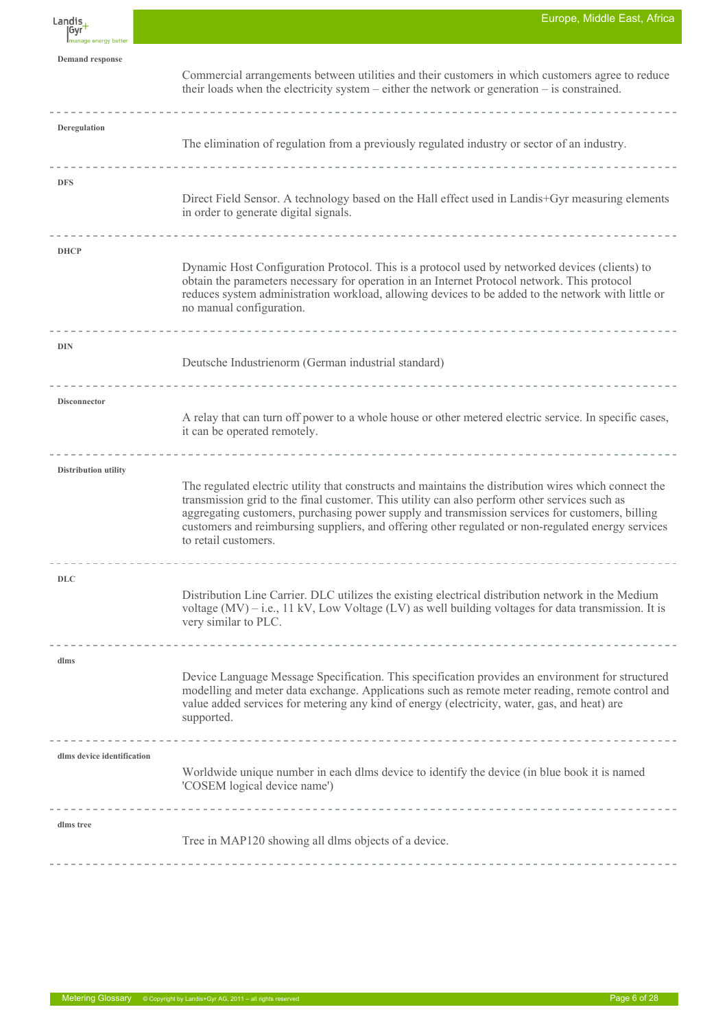**Demand response**

Commercial arrangements between utilities and their customers in which customers agree to reduce their loads when the electricity system – either the network or generation – is constrained.

---

**Deregulation**

The elimination of regulation from a previously regulated industry or sector of an industry.

---

**DFS**

Direct Field Sensor. A technology based on the Hall effect used in Landis+Gyr measuring elements in order to generate digital signals.

---

**DHCP**

Dynamic Host Configuration Protocol. This is a protocol used by networked devices (clients) to obtain the parameters necessary for operation in an Internet Protocol network. This protocol reduces system administration workload, allowing devices to be added to the network with little or no manual configuration.

---

**DIN**

Deutsche Industrienorm (German industrial standard)

---

**Disconnector**

A relay that can turn off power to a whole house or other metered electric service. In specific cases, it can be operated remotely.

---

**Distribution utility**

The regulated electric utility that constructs and maintains the distribution wires which connect the transmission grid to the final customer. This utility can also perform other services such as aggregating customers, purchasing power supply and transmission services for customers, billing customers and reimbursing suppliers, and offering other regulated or non-regulated energy services to retail customers.

---

**DLC**

Distribution Line Carrier. DLC utilizes the existing electrical distribution network in the Medium voltage (MV) – i.e., 11 kV, Low Voltage (LV) as well building voltages for data transmission. It is very similar to PLC.

---

**dlms**

Device Language Message Specification. This specification provides an environment for structured modelling and meter data exchange. Applications such as remote meter reading, remote control and value added services for metering any kind of energy (electricity, water, gas, and heat) are supported.

---

**dlms device identification**

Worldwide unique number in each dlms device to identify the device (in blue book it is named 'COSEM logical device name')

---

**dlms tree**

Tree in MAP120 showing all dlms objects of a device.

---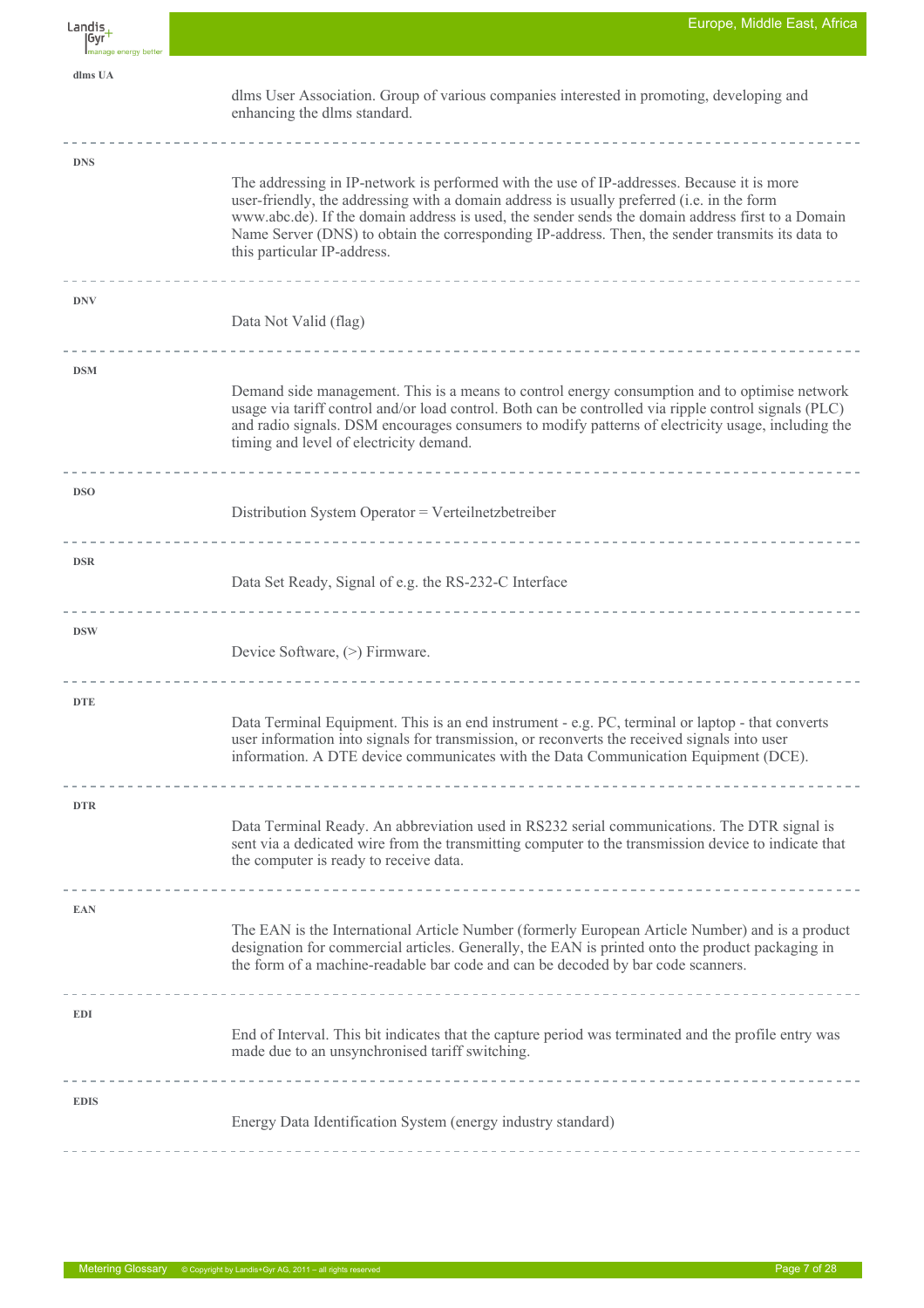**dlms UA**

dlms User Association. Group of various companies interested in promoting, developing and enhancing the dlms standard.

---

**DNS**

The addressing in IP-network is performed with the use of IP-addresses. Because it is more user-friendly, the addressing with a domain address is usually preferred (i.e. in the form www.abc.de). If the domain address is used, the sender sends the domain address first to a Domain Name Server (DNS) to obtain the corresponding IP-address. Then, the sender transmits its data to this particular IP-address.

---

**DNV**

Data Not Valid (flag)

---

**DSM**

Demand side management. This is a means to control energy consumption and to optimise network usage via tariff control and/or load control. Both can be controlled via ripple control signals (PLC) and radio signals. DSM encourages consumers to modify patterns of electricity usage, including the timing and level of electricity demand.

---

**DSO**

Distribution System Operator = Verteilnetzbetreiber

---

**DSR**

Data Set Ready, Signal of e.g. the RS-232-C Interface

---

**DSW**

Device Software, (>) Firmware.

---

**DTE**

Data Terminal Equipment. This is an end instrument - e.g. PC, terminal or laptop - that converts user information into signals for transmission, or reconverts the received signals into user information. A DTE device communicates with the Data Communication Equipment (DCE).

---

**DTR**

Data Terminal Ready. An abbreviation used in RS232 serial communications. The DTR signal is sent via a dedicated wire from the transmitting computer to the transmission device to indicate that the computer is ready to receive data.

---

**EAN**

The EAN is the International Article Number (formerly European Article Number) and is a product designation for commercial articles. Generally, the EAN is printed onto the product packaging in the form of a machine-readable bar code and can be decoded by bar code scanners.

---

**EDI**

End of Interval. This bit indicates that the capture period was terminated and the profile entry was made due to an unsynchronised tariff switching.

---

**EDIS**

Energy Data Identification System (energy industry standard)

---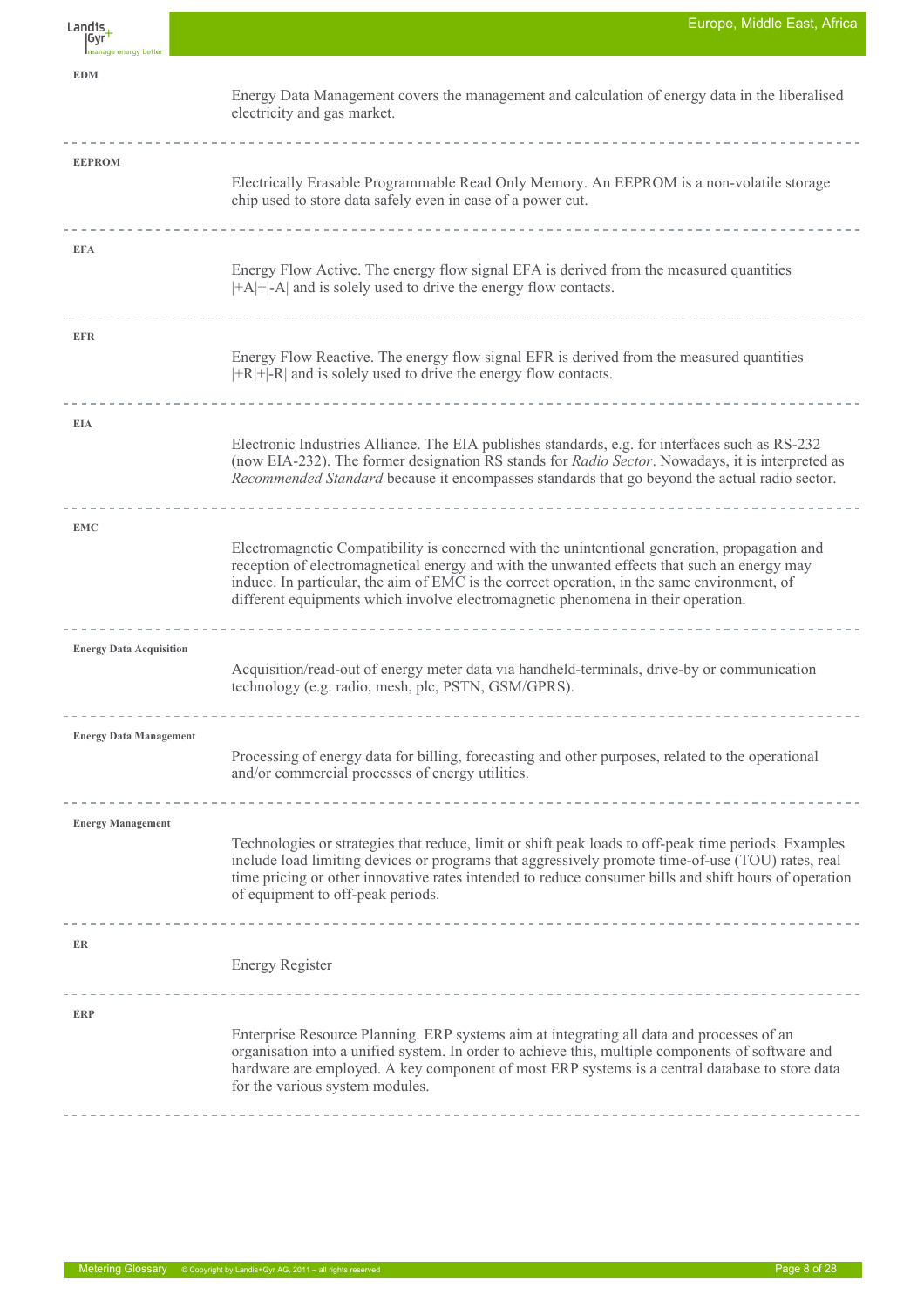**EDM**

Energy Data Management covers the management and calculation of energy data in the liberalised electricity and gas market.

---

**EEPROM**

Electrically Erasable Programmable Read Only Memory. An EEPROM is a non-volatile storage chip used to store data safely even in case of a power cut.

---

**EFA**

Energy Flow Active. The energy flow signal EFA is derived from the measured quantities |+A|+|-A| and is solely used to drive the energy flow contacts.

---

**EFR**

Energy Flow Reactive. The energy flow signal EFR is derived from the measured quantities |+R|+|-R| and is solely used to drive the energy flow contacts.

---

**EIA**

Electronic Industries Alliance. The EIA publishes standards, e.g. for interfaces such as RS-232 (now EIA-232). The former designation RS stands for *Radio Sector*. Nowadays, it is interpreted as *Recommended Standard* because it encompasses standards that go beyond the actual radio sector.

---

**EMC**

Electromagnetic Compatibility is concerned with the unintentional generation, propagation and reception of electromagnetical energy and with the unwanted effects that such an energy may induce. In particular, the aim of EMC is the correct operation, in the same environment, of different equipments which involve electromagnetic phenomena in their operation.

---

**Energy Data Acquisition**

Acquisition/read-out of energy meter data via handheld-terminals, drive-by or communication technology (e.g. radio, mesh, plc, PSTN, GSM/GPRS).

---

**Energy Data Management**

Processing of energy data for billing, forecasting and other purposes, related to the operational and/or commercial processes of energy utilities.

---

**Energy Management**

Technologies or strategies that reduce, limit or shift peak loads to off-peak time periods. Examples include load limiting devices or programs that aggressively promote time-of-use (TOU) rates, real time pricing or other innovative rates intended to reduce consumer bills and shift hours of operation of equipment to off-peak periods.

---

**ER**

Energy Register

---

**ERP**

Enterprise Resource Planning. ERP systems aim at integrating all data and processes of an organisation into a unified system. In order to achieve this, multiple components of software and hardware are employed. A key component of most ERP systems is a central database to store data for the various system modules.

---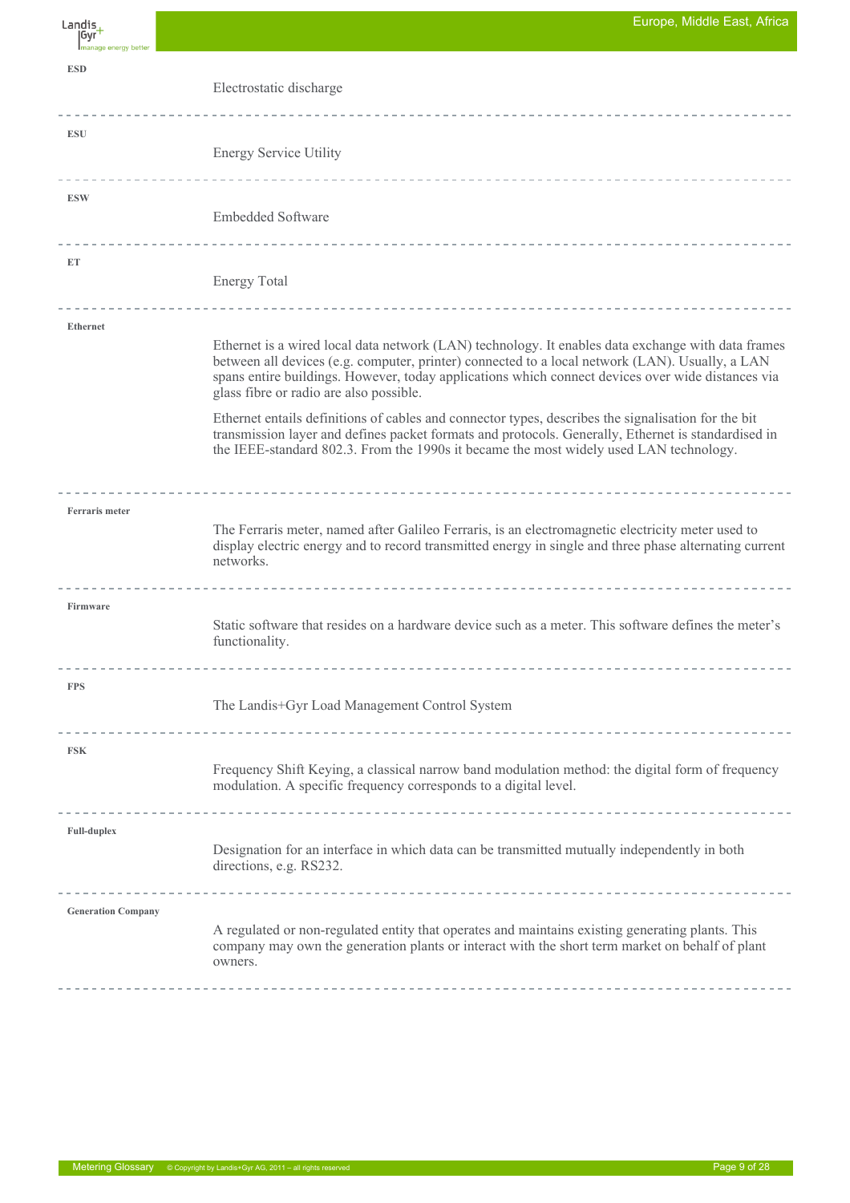**ESD**

Electrostatic discharge

---

**ESU**

Energy Service Utility

---

**ESW**

Embedded Software

---

**ET**

Energy Total

---

**Ethernet**

Ethernet is a wired local data network (LAN) technology. It enables data exchange with data frames between all devices (e.g. computer, printer) connected to a local network (LAN). Usually, a LAN spans entire buildings. However, today applications which connect devices over wide distances via glass fibre or radio are also possible.

Ethernet entails definitions of cables and connector types, describes the signalisation for the bit transmission layer and defines packet formats and protocols. Generally, Ethernet is standardised in the IEEE-standard 802.3. From the 1990s it became the most widely used LAN technology.

---

**Ferraris meter**

The Ferraris meter, named after Galileo Ferraris, is an electromagnetic electricity meter used to display electric energy and to record transmitted energy in single and three phase alternating current networks.

---

**Firmware**

Static software that resides on a hardware device such as a meter. This software defines the meter's functionality.

---

**FPS**

The Landis+Gyr Load Management Control System

---

**FSK**

Frequency Shift Keying, a classical narrow band modulation method: the digital form of frequency modulation. A specific frequency corresponds to a digital level.

---

**Full-duplex**

Designation for an interface in which data can be transmitted mutually independently in both directions, e.g. RS232.

---

**Generation Company**

A regulated or non-regulated entity that operates and maintains existing generating plants. This company may own the generation plants or interact with the short term market on behalf of plant owners.

---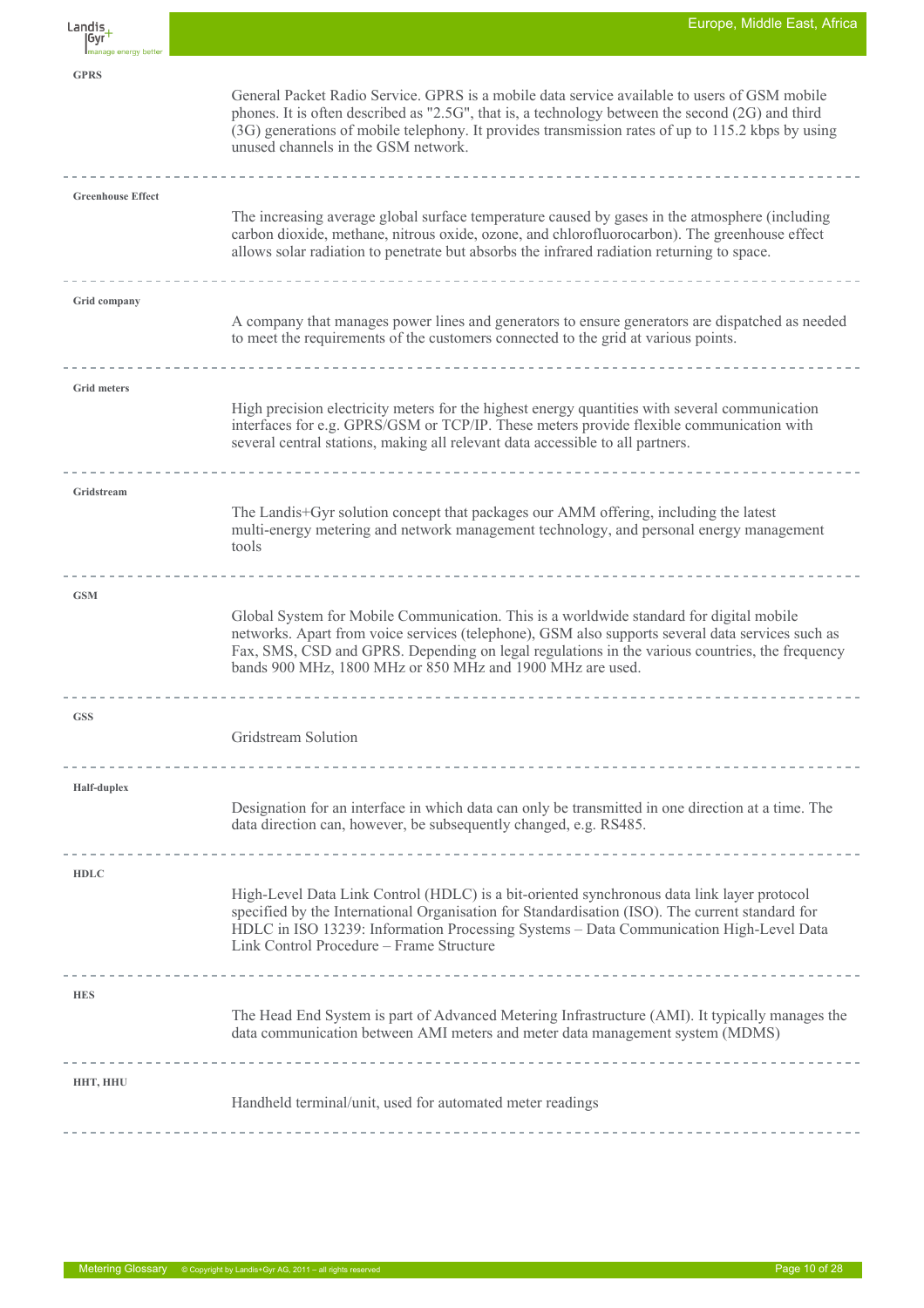**GPRS**

General Packet Radio Service. GPRS is a mobile data service available to users of GSM mobile phones. It is often described as "2.5G", that is, a technology between the second (2G) and third (3G) generations of mobile telephony. It provides transmission rates of up to 115.2 kbps by using unused channels in the GSM network.

---

**Greenhouse Effect**

The increasing average global surface temperature caused by gases in the atmosphere (including carbon dioxide, methane, nitrous oxide, ozone, and chlorofluorocarbon). The greenhouse effect allows solar radiation to penetrate but absorbs the infrared radiation returning to space.

---

**Grid company**

A company that manages power lines and generators to ensure generators are dispatched as needed to meet the requirements of the customers connected to the grid at various points.

---

**Grid meters**

High precision electricity meters for the highest energy quantities with several communication interfaces for e.g. GPRS/GSM or TCP/IP. These meters provide flexible communication with several central stations, making all relevant data accessible to all partners.

---

**Gridstream**

The Landis+Gyr solution concept that packages our AMM offering, including the latest multi-energy metering and network management technology, and personal energy management tools

---

**GSM**

Global System for Mobile Communication. This is a worldwide standard for digital mobile networks. Apart from voice services (telephone), GSM also supports several data services such as Fax, SMS, CSD and GPRS. Depending on legal regulations in the various countries, the frequency bands 900 MHz, 1800 MHz or 850 MHz and 1900 MHz are used.

---

**GSS**

Gridstream Solution

---

**Half-duplex**

Designation for an interface in which data can only be transmitted in one direction at a time. The data direction can, however, be subsequently changed, e.g. RS485.

---

**HDLC**

High-Level Data Link Control (HDLC) is a bit-oriented synchronous data link layer protocol specified by the International Organisation for Standardisation (ISO). The current standard for HDLC in ISO 13239: Information Processing Systems – Data Communication High-Level Data Link Control Procedure – Frame Structure

---

**HES**

The Head End System is part of Advanced Metering Infrastructure (AMI). It typically manages the data communication between AMI meters and meter data management system (MDMS)

---

**HHT, HHU**

Handheld terminal/unit, used for automated meter readings

---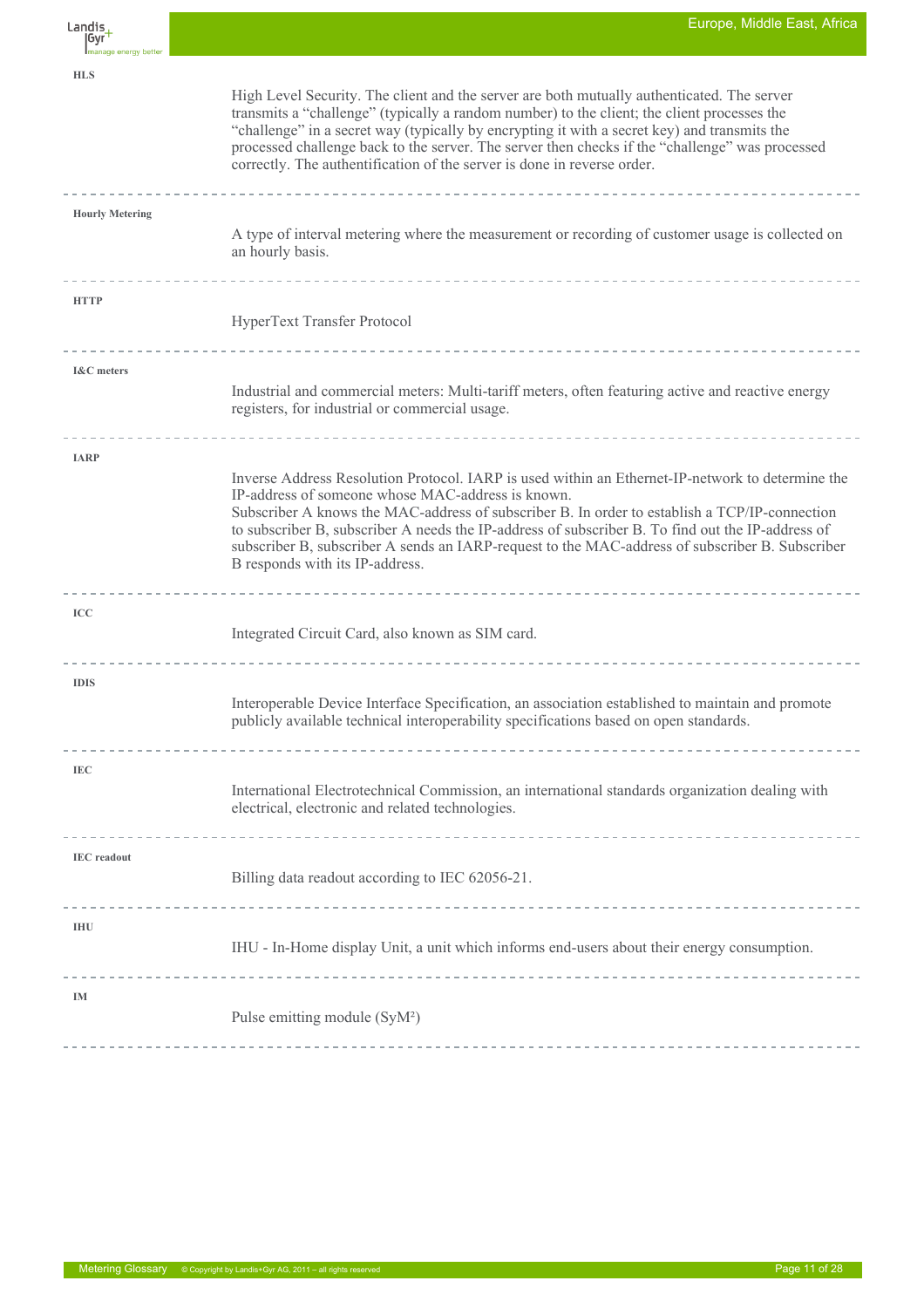**HLS**

High Level Security. The client and the server are both mutually authenticated. The server transmits a "challenge" (typically a random number) to the client; the client processes the "challenge" in a secret way (typically by encrypting it with a secret key) and transmits the processed challenge back to the server. The server then checks if the "challenge" was processed correctly. The authentification of the server is done in reverse order.

---

**Hourly Metering**

A type of interval metering where the measurement or recording of customer usage is collected on an hourly basis.

---

**HTTP**

HyperText Transfer Protocol

---

**I&C meters**

Industrial and commercial meters: Multi-tariff meters, often featuring active and reactive energy registers, for industrial or commercial usage.

---

**IARP**

Inverse Address Resolution Protocol. IARP is used within an Ethernet-IP-network to determine the IP-address of someone whose MAC-address is known.
Subscriber A knows the MAC-address of subscriber B. In order to establish a TCP/IP-connection to subscriber B, subscriber A needs the IP-address of subscriber B. To find out the IP-address of subscriber B, subscriber A sends an IARP-request to the MAC-address of subscriber B. Subscriber B responds with its IP-address.

---

**ICC**

Integrated Circuit Card, also known as SIM card.

---

**IDIS**

Interoperable Device Interface Specification, an association established to maintain and promote publicly available technical interoperability specifications based on open standards.

---

**IEC**

International Electrotechnical Commission, an international standards organization dealing with electrical, electronic and related technologies.

---

**IEC readout**

Billing data readout according to IEC 62056-21.

---

**IHU**

IHU - In-Home display Unit, a unit which informs end-users about their energy consumption.

---

**IM**

Pulse emitting module (SyM²)

---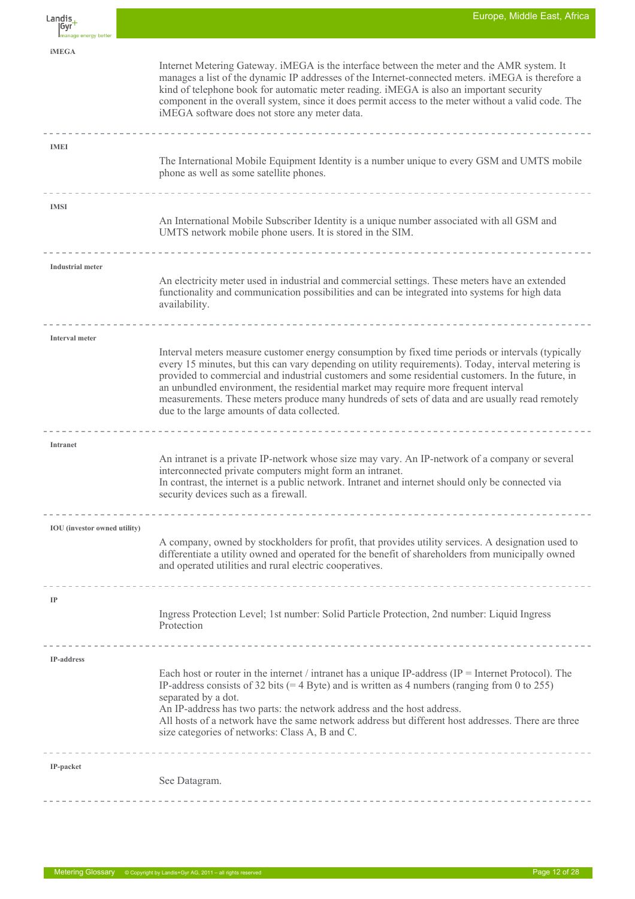**iMEGA**

Internet Metering Gateway. iMEGA is the interface between the meter and the AMR system. It manages a list of the dynamic IP addresses of the Internet-connected meters. iMEGA is therefore a kind of telephone book for automatic meter reading. iMEGA is also an important security component in the overall system, since it does permit access to the meter without a valid code. The iMEGA software does not store any meter data.

---

**IMEI**

The International Mobile Equipment Identity is a number unique to every GSM and UMTS mobile phone as well as some satellite phones.

---

**IMSI**

An International Mobile Subscriber Identity is a unique number associated with all GSM and UMTS network mobile phone users. It is stored in the SIM.

---

**Industrial meter**

An electricity meter used in industrial and commercial settings. These meters have an extended functionality and communication possibilities and can be integrated into systems for high data availability.

---

**Interval meter**

Interval meters measure customer energy consumption by fixed time periods or intervals (typically every 15 minutes, but this can vary depending on utility requirements). Today, interval metering is provided to commercial and industrial customers and some residential customers. In the future, in an unbundled environment, the residential market may require more frequent interval measurements. These meters produce many hundreds of sets of data and are usually read remotely due to the large amounts of data collected.

---

**Intranet**

An intranet is a private IP-network whose size may vary. An IP-network of a company or several interconnected private computers might form an intranet.
In contrast, the internet is a public network. Intranet and internet should only be connected via security devices such as a firewall.

---

**IOU (investor owned utility)**

A company, owned by stockholders for profit, that provides utility services. A designation used to differentiate a utility owned and operated for the benefit of shareholders from municipally owned and operated utilities and rural electric cooperatives.

---

**IP**

Ingress Protection Level; 1st number: Solid Particle Protection, 2nd number: Liquid Ingress Protection

---

**IP-address**

Each host or router in the internet / intranet has a unique IP-address (IP = Internet Protocol). The IP-address consists of 32 bits (= 4 Byte) and is written as 4 numbers (ranging from 0 to 255) separated by a dot.
An IP-address has two parts: the network address and the host address.
All hosts of a network have the same network address but different host addresses. There are three size categories of networks: Class A, B and C.

---

**IP-packet**

See Datagram.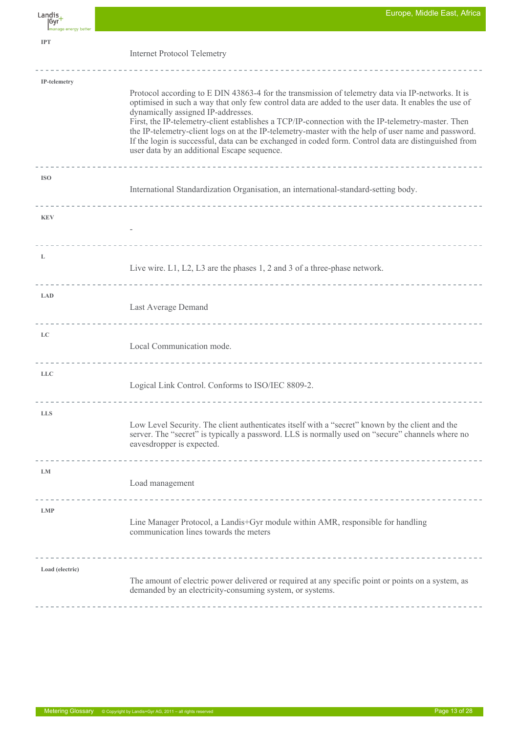**IPT**

Internet Protocol Telemetry

---

**IP-telemetry**

Protocol according to E DIN 43863-4 for the transmission of telemetry data via IP-networks. It is optimised in such a way that only few control data are added to the user data. It enables the use of dynamically assigned IP-addresses.
First, the IP-telemetry-client establishes a TCP/IP-connection with the IP-telemetry-master. Then the IP-telemetry-client logs on at the IP-telemetry-master with the help of user name and password. If the login is successful, data can be exchanged in coded form. Control data are distinguished from user data by an additional Escape sequence.

---

**ISO**

International Standardization Organisation, an international-standard-setting body.

---

**KEV**

-

---

**L**

Live wire. L1, L2, L3 are the phases 1, 2 and 3 of a three-phase network.

---

**LAD**

Last Average Demand

---

**LC**

Local Communication mode.

---

**LLC**

Logical Link Control. Conforms to ISO/IEC 8809-2.

---

**LLS**

Low Level Security. The client authenticates itself with a “secret” known by the client and the server. The “secret” is typically a password. LLS is normally used on “secure” channels where no eavesdropper is expected.

---

**LM**

Load management

---

**LMP**

Line Manager Protocol, a Landis+Gyr module within AMR, responsible for handling communication lines towards the meters

---

**Load (electric)**

The amount of electric power delivered or required at any specific point or points on a system, as demanded by an electricity-consuming system, or systems.

---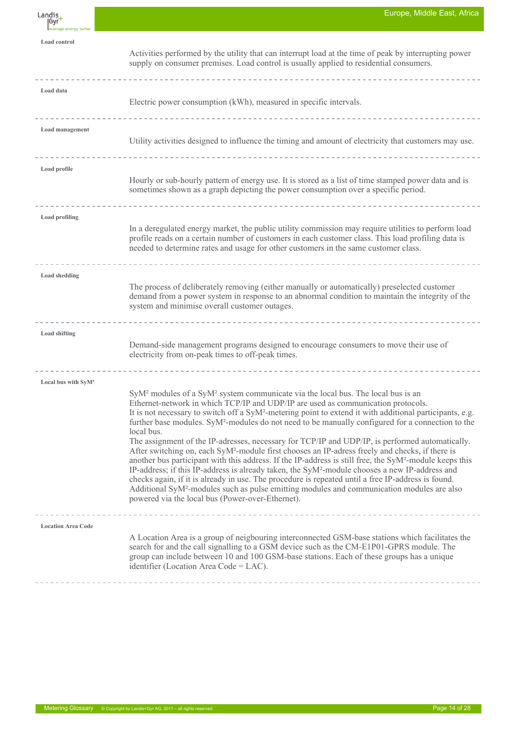**Load control**

Activities performed by the utility that can interrupt load at the time of peak by interrupting power supply on consumer premises. Load control is usually applied to residential consumers.

---

**Load data**

Electric power consumption (kWh), measured in specific intervals.

---

**Load management**

Utility activities designed to influence the timing and amount of electricity that customers may use.

---

**Load profile**

Hourly or sub-hourly pattern of energy use. It is stored as a list of time stamped power data and is sometimes shown as a graph depicting the power consumption over a specific period.

---

**Load profiling**

In a deregulated energy market, the public utility commission may require utilities to perform load profile reads on a certain number of customers in each customer class. This load profiling data is needed to determine rates and usage for other customers in the same customer class.

---

**Load shedding**

The process of deliberately removing (either manually or automatically) preselected customer demand from a power system in response to an abnormal condition to maintain the integrity of the system and minimise overall customer outages.

---

**Load shifting**

Demand-side management programs designed to encourage consumers to move their use of electricity from on-peak times to off-peak times.

---

**Local bus with SyM²**

SyM² modules of a SyM² system communicate via the local bus. The local bus is an Ethernet-network in which TCP/IP and UDP/IP are used as communication protocols.
It is not necessary to switch off a SyM²-metering point to extend it with additional participants, e.g. further base modules. SyM²-modules do not need to be manually configured for a connection to the local bus.
The assignment of the IP-adresses, necessary for TCP/IP and UDP/IP, is performed automatically. After switching on, each SyM²-module first chooses an IP-adress freely and checks, if there is another bus participant with this address. If the IP-address is still free, the SyM²-module keeps this IP-address; if this IP-address is already taken, the SyM²-module chooses a new IP-address and checks again, if it is already in use. The procedure is repeated until a free IP-address is found. Additional SyM²-modules such as pulse emitting modules and communication modules are also powered via the local bus (Power-over-Ethernet).

---

**Location Area Code**

A Location Area is a group of neigbouring interconnected GSM-base stations which facilitates the search for and the call signalling to a GSM device such as the CM-E1P01-GPRS module. The group can include between 10 and 100 GSM-base stations. Each of these groups has a unique identifier (Location Area Code = LAC).

---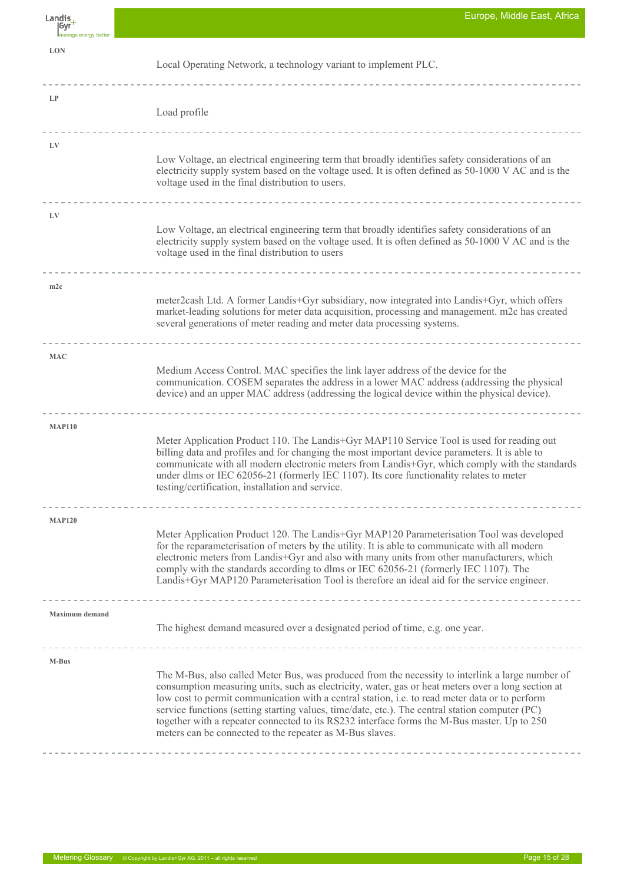**LON**

Local Operating Network, a technology variant to implement PLC.

---

**LP**

Load profile

---

**LV**

Low Voltage, an electrical engineering term that broadly identifies safety considerations of an electricity supply system based on the voltage used. It is often defined as 50-1000 V AC and is the voltage used in the final distribution to users.

---

**LV**

Low Voltage, an electrical engineering term that broadly identifies safety considerations of an electricity supply system based on the voltage used. It is often defined as 50-1000 V AC and is the voltage used in the final distribution to users

---

**m2c**

meter2cash Ltd. A former Landis+Gyr subsidiary, now integrated into Landis+Gyr, which offers market-leading solutions for meter data acquisition, processing and management. m2c has created several generations of meter reading and meter data processing systems.

---

**MAC**

Medium Access Control. MAC specifies the link layer address of the device for the communication. COSEM separates the address in a lower MAC address (addressing the physical device) and an upper MAC address (addressing the logical device within the physical device).

---

**MAP110**

Meter Application Product 110. The Landis+Gyr MAP110 Service Tool is used for reading out billing data and profiles and for changing the most important device parameters. It is able to communicate with all modern electronic meters from Landis+Gyr, which comply with the standards under dlms or IEC 62056-21 (formerly IEC 1107). Its core functionality relates to meter testing/certification, installation and service.

---

**MAP120**

Meter Application Product 120. The Landis+Gyr MAP120 Parameterisation Tool was developed for the reparameterisation of meters by the utility. It is able to communicate with all modern electronic meters from Landis+Gyr and also with many units from other manufacturers, which comply with the standards according to dlms or IEC 62056-21 (formerly IEC 1107). The Landis+Gyr MAP120 Parameterisation Tool is therefore an ideal aid for the service engineer.

---

**Maximum demand**

The highest demand measured over a designated period of time, e.g. one year.

---

**M-Bus**

The M-Bus, also called Meter Bus, was produced from the necessity to interlink a large number of consumption measuring units, such as electricity, water, gas or heat meters over a long section at low cost to permit communication with a central station, i.e. to read meter data or to perform service functions (setting starting values, time/date, etc.). The central station computer (PC) together with a repeater connected to its RS232 interface forms the M-Bus master. Up to 250 meters can be connected to the repeater as M-Bus slaves.

---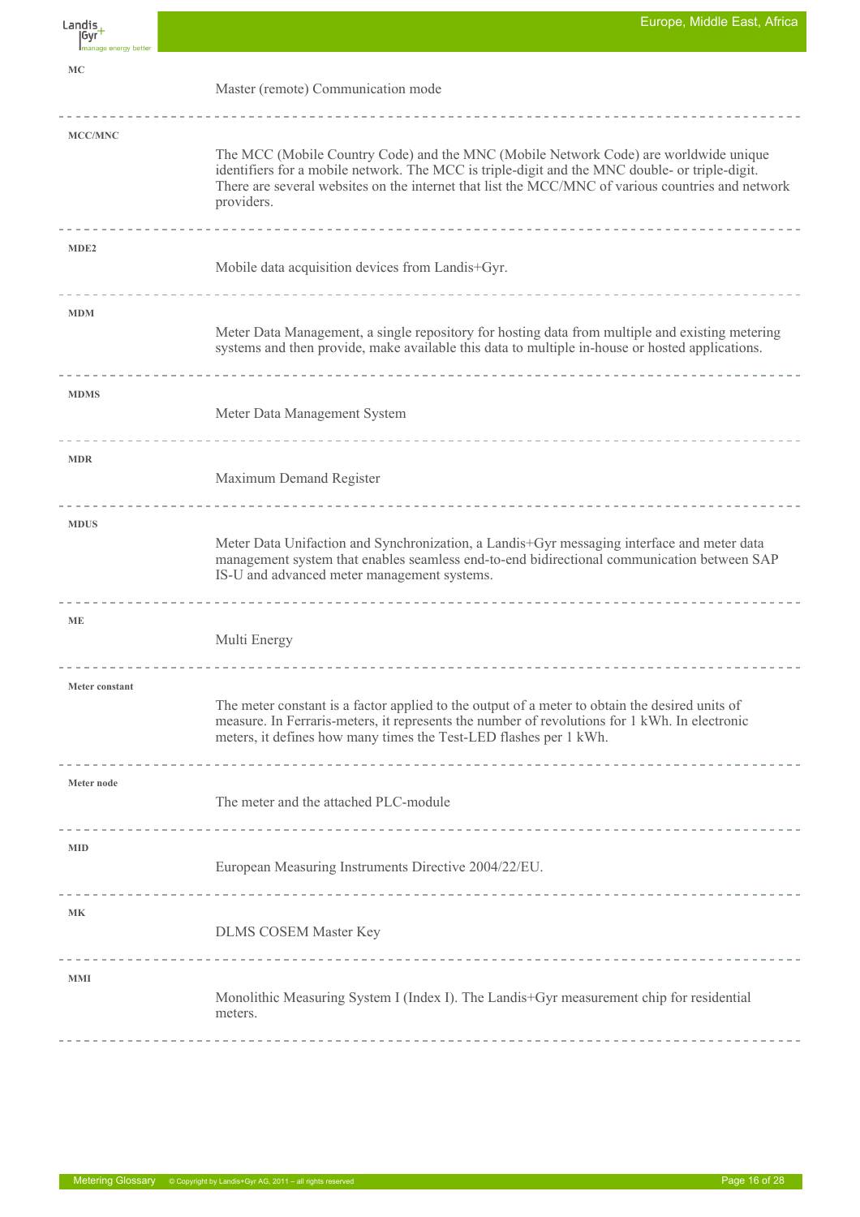**MC**

Master (remote) Communication mode

---

**MCC/MNC**

The MCC (Mobile Country Code) and the MNC (Mobile Network Code) are worldwide unique identifiers for a mobile network. The MCC is triple-digit and the MNC double- or triple-digit. There are several websites on the internet that list the MCC/MNC of various countries and network providers.

---

**MDE2**

Mobile data acquisition devices from Landis+Gyr.

---

**MDM**

Meter Data Management, a single repository for hosting data from multiple and existing metering systems and then provide, make available this data to multiple in-house or hosted applications.

---

**MDMS**

Meter Data Management System

---

**MDR**

Maximum Demand Register

---

**MDUS**

Meter Data Unifaction and Synchronization, a Landis+Gyr messaging interface and meter data management system that enables seamless end-to-end bidirectional communication between SAP IS-U and advanced meter management systems.

---

**ME**

Multi Energy

---

**Meter constant**

The meter constant is a factor applied to the output of a meter to obtain the desired units of measure. In Ferraris-meters, it represents the number of revolutions for 1 kWh. In electronic meters, it defines how many times the Test-LED flashes per 1 kWh.

---

**Meter node**

The meter and the attached PLC-module

---

**MID**

European Measuring Instruments Directive 2004/22/EU.

---

**MK**

DLMS COSEM Master Key

---

**MMI**

Monolithic Measuring System I (Index I). The Landis+Gyr measurement chip for residential meters.

---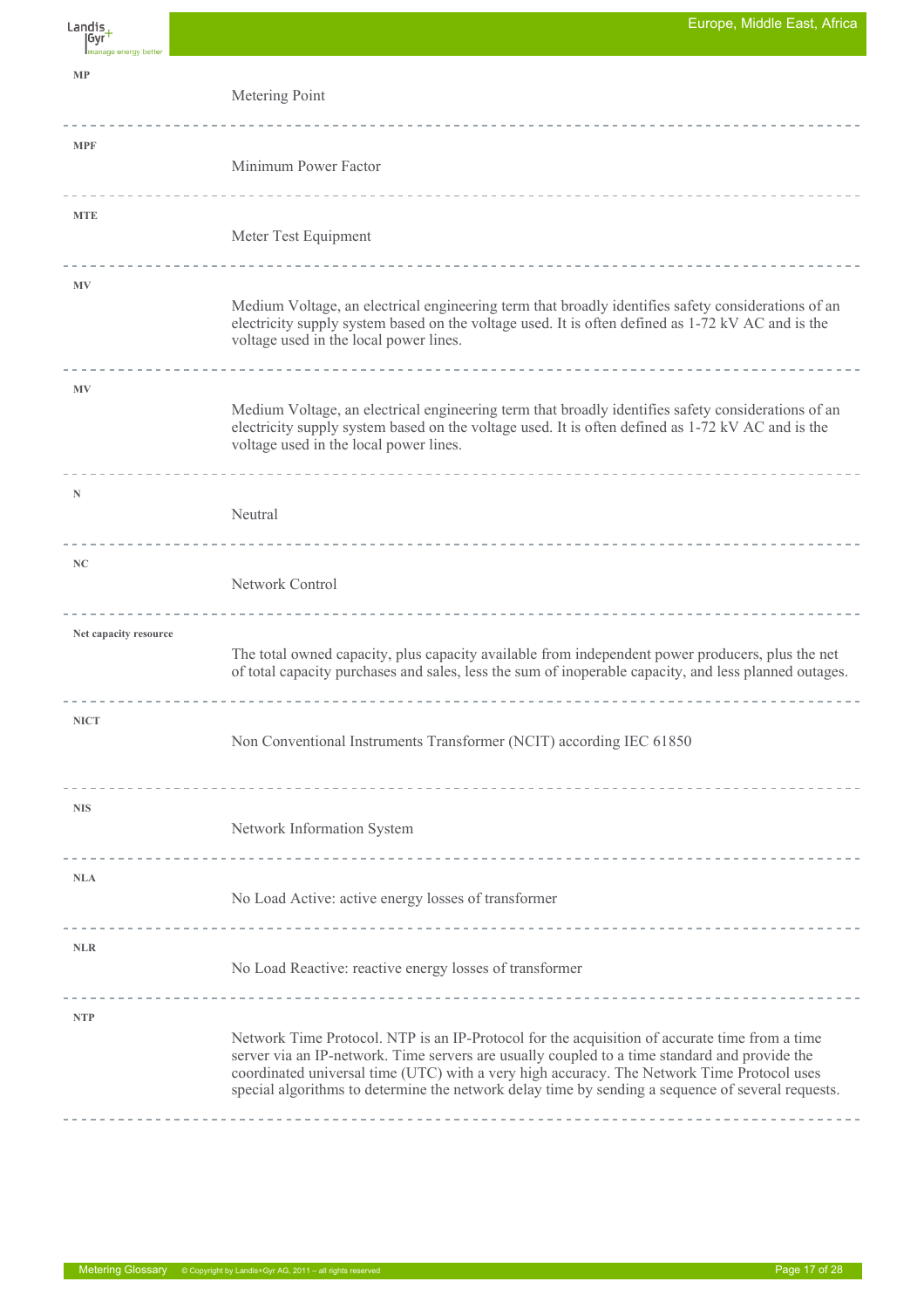**MP**

Metering Point

---

**MPF**

Minimum Power Factor

---

**MTE**

Meter Test Equipment

---

**MV**

Medium Voltage, an electrical engineering term that broadly identifies safety considerations of an electricity supply system based on the voltage used. It is often defined as 1-72 kV AC and is the voltage used in the local power lines.

---

**MV**

Medium Voltage, an electrical engineering term that broadly identifies safety considerations of an electricity supply system based on the voltage used. It is often defined as 1-72 kV AC and is the voltage used in the local power lines.

---

**N**

Neutral

---

**NC**

Network Control

---

**Net capacity resource**

The total owned capacity, plus capacity available from independent power producers, plus the net of total capacity purchases and sales, less the sum of inoperable capacity, and less planned outages.

---

**NICT**

Non Conventional Instruments Transformer (NCIT) according IEC 61850

---

**NIS**

Network Information System

---

**NLA**

No Load Active: active energy losses of transformer

---

**NLR**

No Load Reactive: reactive energy losses of transformer

---

**NTP**

Network Time Protocol. NTP is an IP-Protocol for the acquisition of accurate time from a time server via an IP-network. Time servers are usually coupled to a time standard and provide the coordinated universal time (UTC) with a very high accuracy. The Network Time Protocol uses special algorithms to determine the network delay time by sending a sequence of several requests.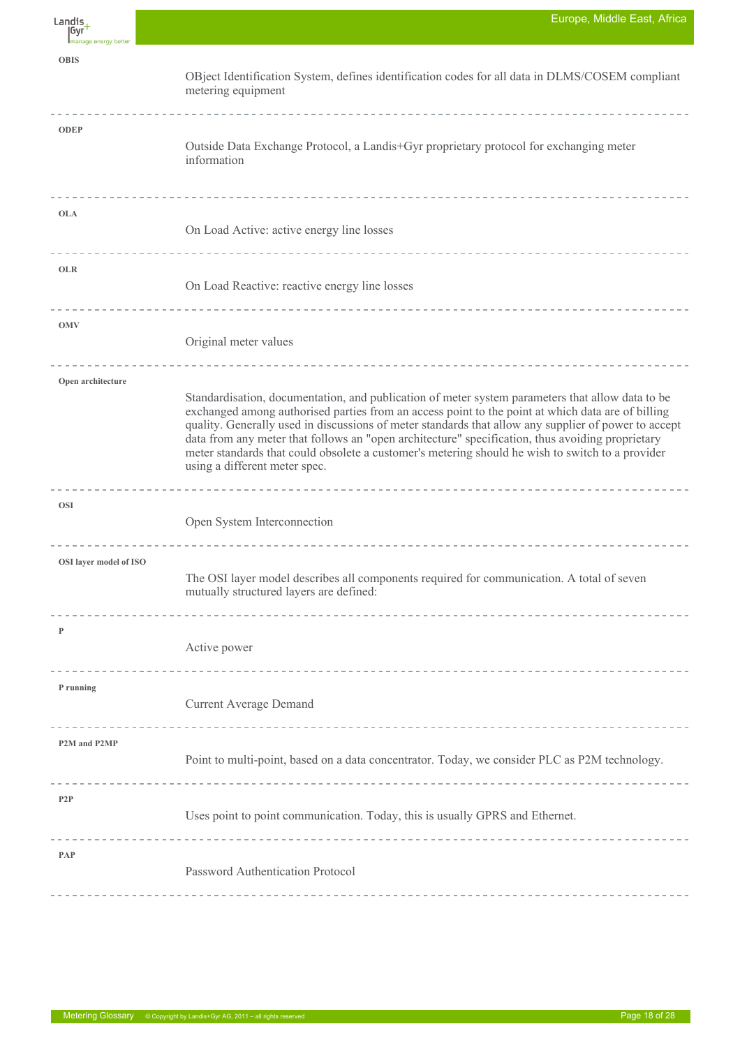**OBIS**

OBject Identification System, defines identification codes for all data in DLMS/COSEM compliant metering equipment

---

**ODEP**

Outside Data Exchange Protocol, a Landis+Gyr proprietary protocol for exchanging meter information

---

**OLA**

On Load Active: active energy line losses

---

**OLR**

On Load Reactive: reactive energy line losses

---

**OMV**

Original meter values

---

**Open architecture**

Standardisation, documentation, and publication of meter system parameters that allow data to be exchanged among authorised parties from an access point to the point at which data are of billing quality. Generally used in discussions of meter standards that allow any supplier of power to accept data from any meter that follows an "open architecture" specification, thus avoiding proprietary meter standards that could obsolete a customer's metering should he wish to switch to a provider using a different meter spec.

---

**OSI**

Open System Interconnection

---

**OSI layer model of ISO**

The OSI layer model describes all components required for communication. A total of seven mutually structured layers are defined:

---

**P**

Active power

---

**P running**

Current Average Demand

---

**P2M and P2MP**

Point to multi-point, based on a data concentrator. Today, we consider PLC as P2M technology.

---

**P2P**

Uses point to point communication. Today, this is usually GPRS and Ethernet.

---

**PAP**

Password Authentication Protocol

---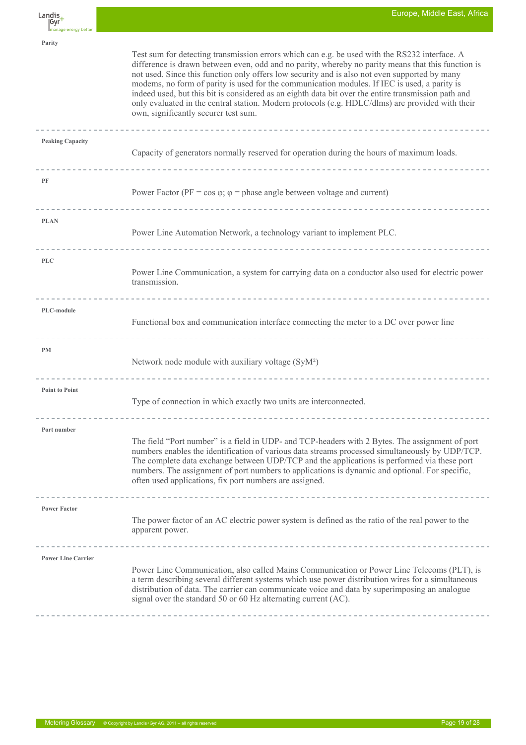**Parity**

Test sum for detecting transmission errors which can e.g. be used with the RS232 interface. A difference is drawn between even, odd and no parity, whereby no parity means that this function is not used. Since this function only offers low security and is also not even supported by many modems, no form of parity is used for the communication modules. If IEC is used, a parity is indeed used, but this bit is considered as an eighth data bit over the entire transmission path and only evaluated in the central station. Modern protocols (e.g. HDLC/dlms) are provided with their own, significantly securer test sum.

---

**Peaking Capacity**

Capacity of generators normally reserved for operation during the hours of maximum loads.

---

**PF**

Power Factor (PF = cos $\varphi$; $\varphi$ = phase angle between voltage and current)

---

**PLAN**

Power Line Automation Network, a technology variant to implement PLC.

---

**PLC**

Power Line Communication, a system for carrying data on a conductor also used for electric power transmission.

---

**PLC-module**

Functional box and communication interface connecting the meter to a DC over power line

---

**PM**

Network node module with auxiliary voltage (SyM²)

---

**Point to Point**

Type of connection in which exactly two units are interconnected.

---

**Port number**

The field “Port number” is a field in UDP- and TCP-headers with 2 Bytes. The assignment of port numbers enables the identification of various data streams processed simultaneously by UDP/TCP. The complete data exchange between UDP/TCP and the applications is performed via these port numbers. The assignment of port numbers to applications is dynamic and optional. For specific, often used applications, fix port numbers are assigned.

---

**Power Factor**

The power factor of an AC electric power system is defined as the ratio of the real power to the apparent power.

---

**Power Line Carrier**

Power Line Communication, also called Mains Communication or Power Line Telecoms (PLT), is a term describing several different systems which use power distribution wires for a simultaneous distribution of data. The carrier can communicate voice and data by superimposing an analogue signal over the standard 50 or 60 Hz alternating current (AC).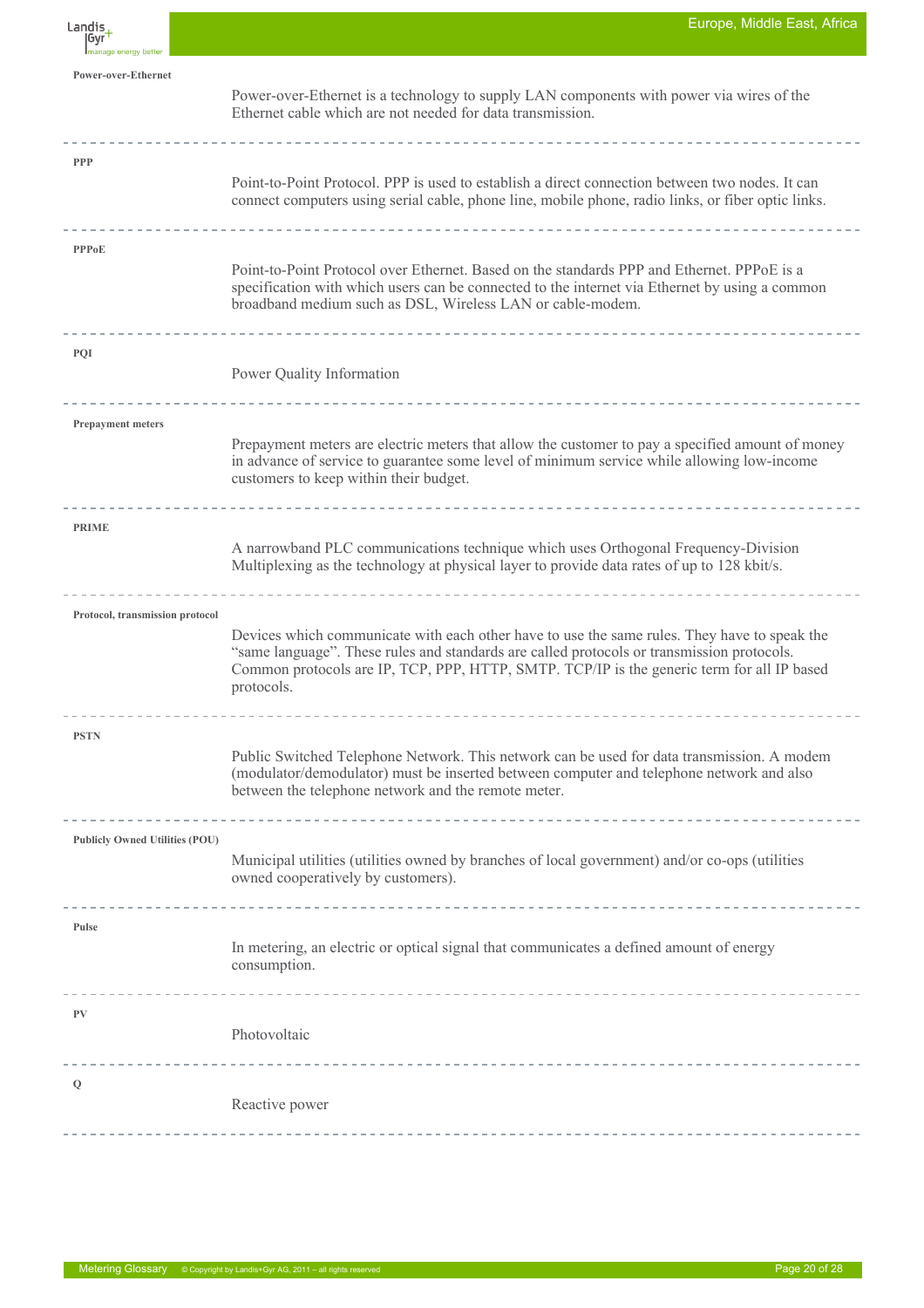**Power-over-Ethernet**

Power-over-Ethernet is a technology to supply LAN components with power via wires of the Ethernet cable which are not needed for data transmission.

---

**PPP**

Point-to-Point Protocol. PPP is used to establish a direct connection between two nodes. It can connect computers using serial cable, phone line, mobile phone, radio links, or fiber optic links.

---

**PPPoE**

Point-to-Point Protocol over Ethernet. Based on the standards PPP and Ethernet. PPPoE is a specification with which users can be connected to the internet via Ethernet by using a common broadband medium such as DSL, Wireless LAN or cable-modem.

---

**PQI**

Power Quality Information

---

**Prepayment meters**

Prepayment meters are electric meters that allow the customer to pay a specified amount of money in advance of service to guarantee some level of minimum service while allowing low-income customers to keep within their budget.

---

**PRIME**

A narrowband PLC communications technique which uses Orthogonal Frequency-Division Multiplexing as the technology at physical layer to provide data rates of up to 128 kbit/s.

---

**Protocol, transmission protocol**

Devices which communicate with each other have to use the same rules. They have to speak the "same language". These rules and standards are called protocols or transmission protocols. Common protocols are IP, TCP, PPP, HTTP, SMTP. TCP/IP is the generic term for all IP based protocols.

---

**PSTN**

Public Switched Telephone Network. This network can be used for data transmission. A modem (modulator/demodulator) must be inserted between computer and telephone network and also between the telephone network and the remote meter.

---

**Publicly Owned Utilities (POU)**

Municipal utilities (utilities owned by branches of local government) and/or co-ops (utilities owned cooperatively by customers).

---

**Pulse**

In metering, an electric or optical signal that communicates a defined amount of energy consumption.

---

**PV**

Photovoltaic

---

**Q**

Reactive power

---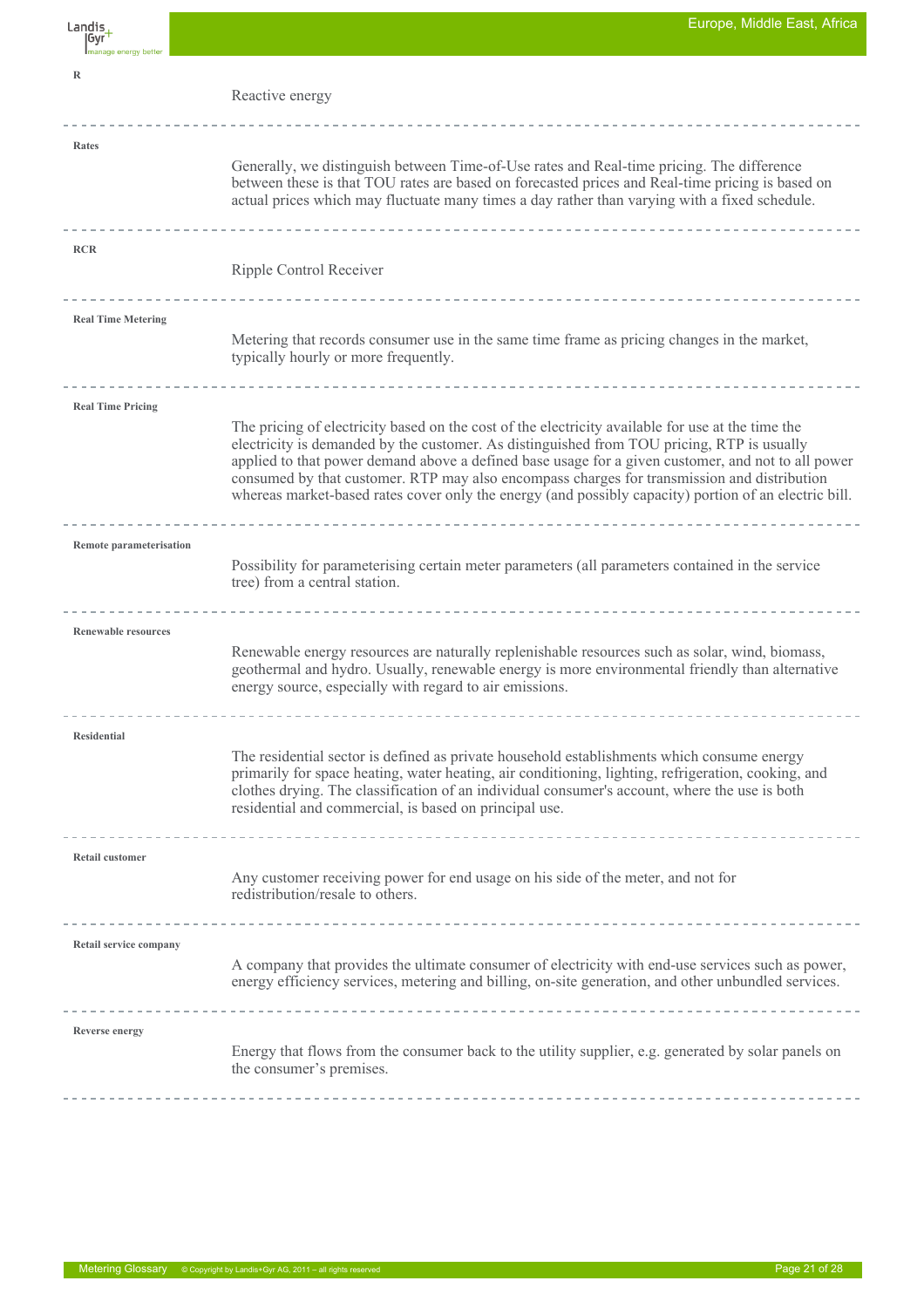**R**

Reactive energy

---

**Rates**

Generally, we distinguish between Time-of-Use rates and Real-time pricing. The difference between these is that TOU rates are based on forecasted prices and Real-time pricing is based on actual prices which may fluctuate many times a day rather than varying with a fixed schedule.

---

**RCR**

Ripple Control Receiver

---

**Real Time Metering**

Metering that records consumer use in the same time frame as pricing changes in the market, typically hourly or more frequently.

---

**Real Time Pricing**

The pricing of electricity based on the cost of the electricity available for use at the time the electricity is demanded by the customer. As distinguished from TOU pricing, RTP is usually applied to that power demand above a defined base usage for a given customer, and not to all power consumed by that customer. RTP may also encompass charges for transmission and distribution whereas market-based rates cover only the energy (and possibly capacity) portion of an electric bill.

---

**Remote parameterisation**

Possibility for parameterising certain meter parameters (all parameters contained in the service tree) from a central station.

---

**Renewable resources**

Renewable energy resources are naturally replenishable resources such as solar, wind, biomass, geothermal and hydro. Usually, renewable energy is more environmental friendly than alternative energy source, especially with regard to air emissions.

---

**Residential**

The residential sector is defined as private household establishments which consume energy primarily for space heating, water heating, air conditioning, lighting, refrigeration, cooking, and clothes drying. The classification of an individual consumer's account, where the use is both residential and commercial, is based on principal use.

---

**Retail customer**

Any customer receiving power for end usage on his side of the meter, and not for redistribution/resale to others.

---

**Retail service company**

A company that provides the ultimate consumer of electricity with end-use services such as power, energy efficiency services, metering and billing, on-site generation, and other unbundled services.

---

**Reverse energy**

Energy that flows from the consumer back to the utility supplier, e.g. generated by solar panels on the consumer's premises.

---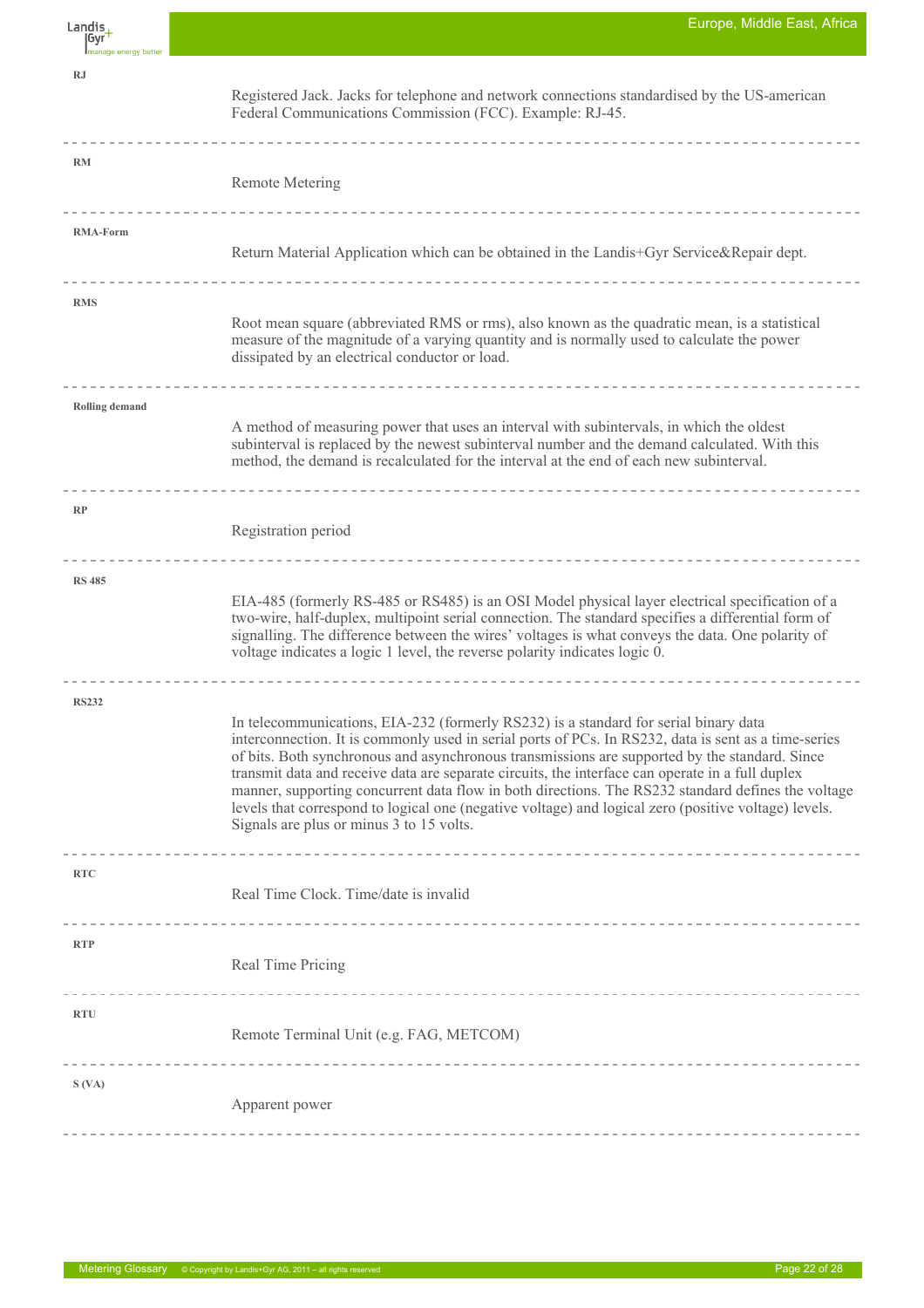**RJ**

Registered Jack. Jacks for telephone and network connections standardised by the US-american Federal Communications Commission (FCC). Example: RJ-45.

---

**RM**

Remote Metering

---

**RMA-Form**

Return Material Application which can be obtained in the Landis+Gyr Service&Repair dept.

---

**RMS**

Root mean square (abbreviated RMS or rms), also known as the quadratic mean, is a statistical measure of the magnitude of a varying quantity and is normally used to calculate the power dissipated by an electrical conductor or load.

---

**Rolling demand**

A method of measuring power that uses an interval with subintervals, in which the oldest subinterval is replaced by the newest subinterval number and the demand calculated. With this method, the demand is recalculated for the interval at the end of each new subinterval.

---

**RP**

Registration period

---

**RS 485**

EIA-485 (formerly RS-485 or RS485) is an OSI Model physical layer electrical specification of a two-wire, half-duplex, multipoint serial connection. The standard specifies a differential form of signalling. The difference between the wires' voltages is what conveys the data. One polarity of voltage indicates a logic 1 level, the reverse polarity indicates logic 0.

---

**RS232**

In telecommunications, EIA-232 (formerly RS232) is a standard for serial binary data interconnection. It is commonly used in serial ports of PCs. In RS232, data is sent as a time-series of bits. Both synchronous and asynchronous transmissions are supported by the standard. Since transmit data and receive data are separate circuits, the interface can operate in a full duplex manner, supporting concurrent data flow in both directions. The RS232 standard defines the voltage levels that correspond to logical one (negative voltage) and logical zero (positive voltage) levels. Signals are plus or minus 3 to 15 volts.

---

**RTC**

Real Time Clock. Time/date is invalid

---

**RTP**

Real Time Pricing

---

**RTU**

Remote Terminal Unit (e.g. FAG, METCOM)

---

**S (VA)**

Apparent power

---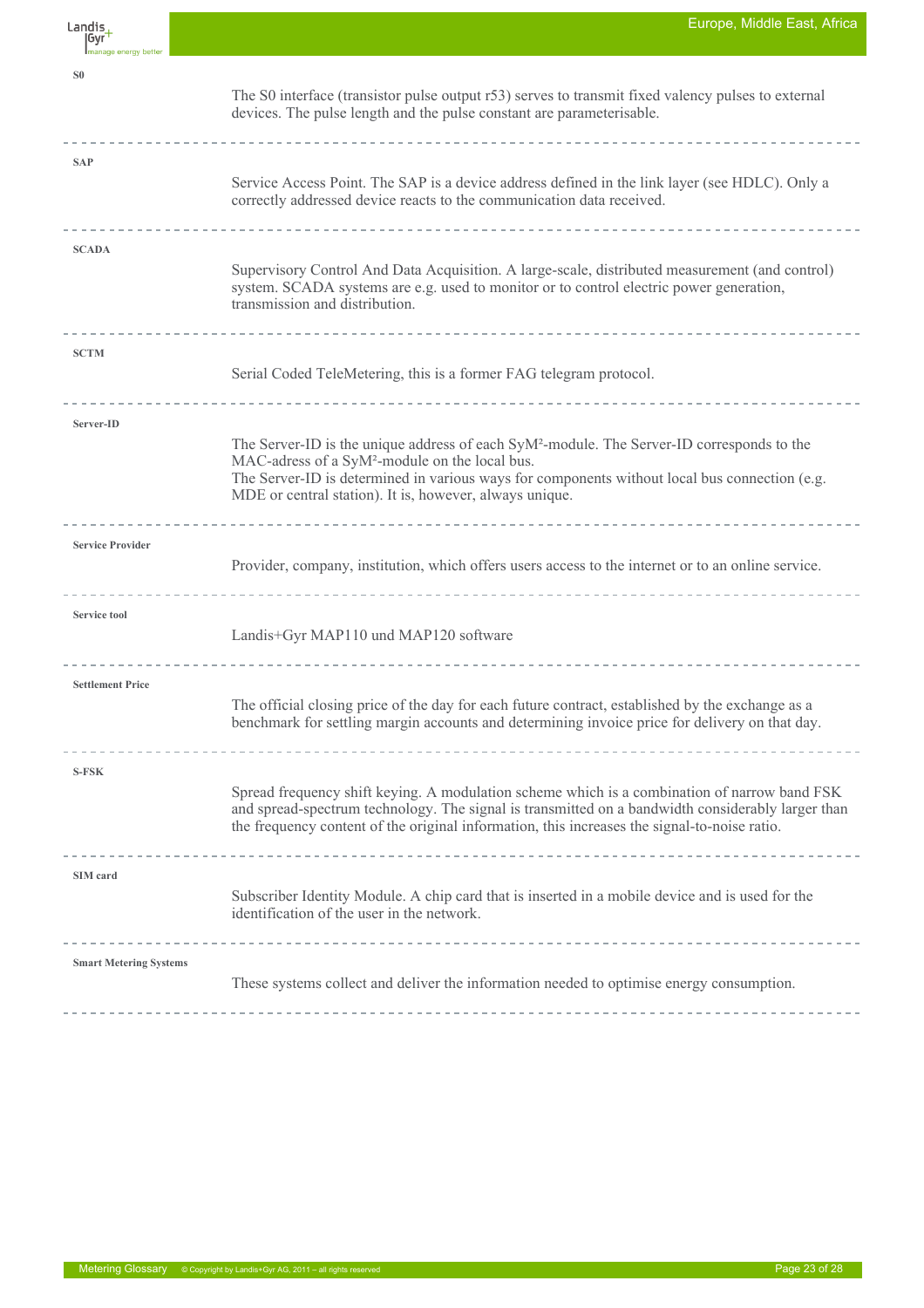**S0**

The S0 interface (transistor pulse output r53) serves to transmit fixed valency pulses to external devices. The pulse length and the pulse constant are parameterisable.

---

**SAP**

Service Access Point. The SAP is a device address defined in the link layer (see HDLC). Only a correctly addressed device reacts to the communication data received.

---

**SCADA**

Supervisory Control And Data Acquisition. A large-scale, distributed measurement (and control) system. SCADA systems are e.g. used to monitor or to control electric power generation, transmission and distribution.

---

**SCTM**

Serial Coded TeleMetering, this is a former FAG telegram protocol.

---

**Server-ID**

The Server-ID is the unique address of each SyM²-module. The Server-ID corresponds to the MAC-adress of a SyM²-module on the local bus.
The Server-ID is determined in various ways for components without local bus connection (e.g. MDE or central station). It is, however, always unique.

---

**Service Provider**

Provider, company, institution, which offers users access to the internet or to an online service.

---

**Service tool**

Landis+Gyr MAP110 und MAP120 software

---

**Settlement Price**

The official closing price of the day for each future contract, established by the exchange as a benchmark for settling margin accounts and determining invoice price for delivery on that day.

---

**S-FSK**

Spread frequency shift keying. A modulation scheme which is a combination of narrow band FSK and spread-spectrum technology. The signal is transmitted on a bandwidth considerably larger than the frequency content of the original information, this increases the signal-to-noise ratio.

---

**SIM card**

Subscriber Identity Module. A chip card that is inserted in a mobile device and is used for the identification of the user in the network.

---

**Smart Metering Systems**

These systems collect and deliver the information needed to optimise energy consumption.

---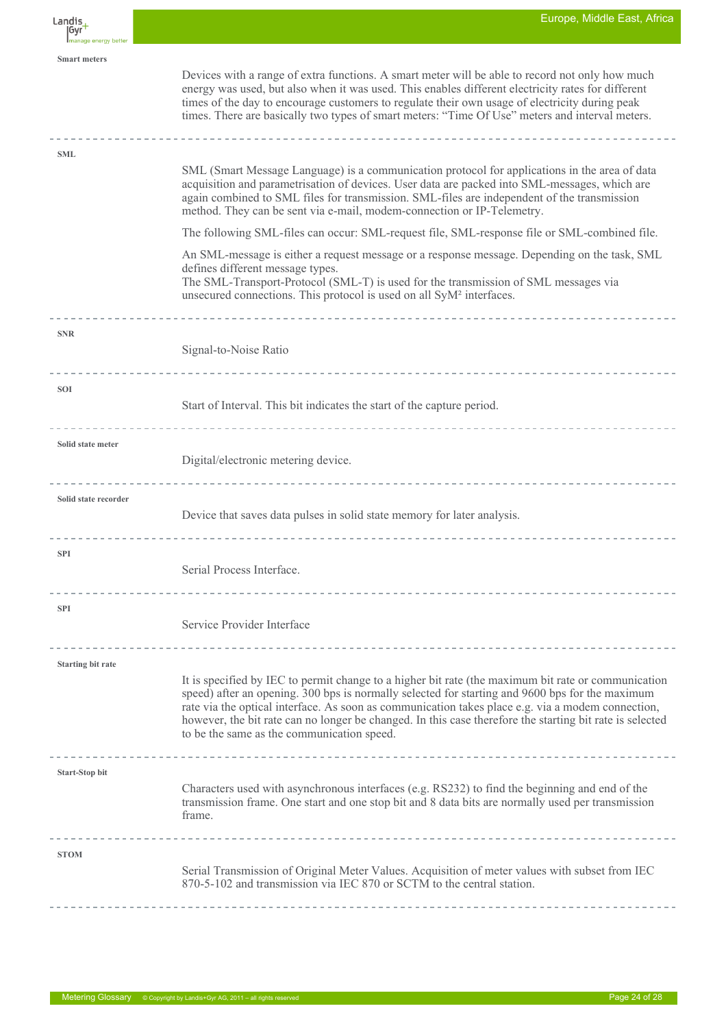**Smart meters**

Devices with a range of extra functions. A smart meter will be able to record not only how much energy was used, but also when it was used. This enables different electricity rates for different times of the day to encourage customers to regulate their own usage of electricity during peak times. There are basically two types of smart meters: “Time Of Use” meters and interval meters.

---

**SML**

SML (Smart Message Language) is a communication protocol for applications in the area of data acquisition and parametrisation of devices. User data are packed into SML-messages, which are again combined to SML files for transmission. SML-files are independent of the transmission method. They can be sent via e-mail, modem-connection or IP-Telemetry.

The following SML-files can occur: SML-request file, SML-response file or SML-combined file.

An SML-message is either a request message or a response message. Depending on the task, SML defines different message types.
The SML-Transport-Protocol (SML-T) is used for the transmission of SML messages via unsecured connections. This protocol is used on all SyM² interfaces.

---

**SNR**

Signal-to-Noise Ratio

---

**SOI**

Start of Interval. This bit indicates the start of the capture period.

---

**Solid state meter**

Digital/electronic metering device.

---

**Solid state recorder**

Device that saves data pulses in solid state memory for later analysis.

---

**SPI**

Serial Process Interface.

---

**SPI**

Service Provider Interface

---

**Starting bit rate**

It is specified by IEC to permit change to a higher bit rate (the maximum bit rate or communication speed) after an opening. 300 bps is normally selected for starting and 9600 bps for the maximum rate via the optical interface. As soon as communication takes place e.g. via a modem connection, however, the bit rate can no longer be changed. In this case therefore the starting bit rate is selected to be the same as the communication speed.

---

**Start-Stop bit**

Characters used with asynchronous interfaces (e.g. RS232) to find the beginning and end of the transmission frame. One start and one stop bit and 8 data bits are normally used per transmission frame.

---

**STOM**

Serial Transmission of Original Meter Values. Acquisition of meter values with subset from IEC 870-5-102 and transmission via IEC 870 or SCTM to the central station.

---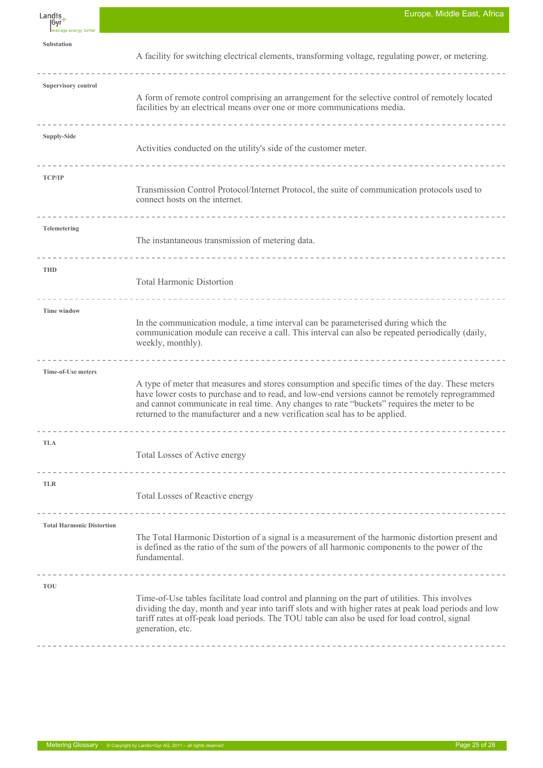**Substation**

A facility for switching electrical elements, transforming voltage, regulating power, or metering.

---

**Supervisory control**

A form of remote control comprising an arrangement for the selective control of remotely located facilities by an electrical means over one or more communications media.

---

**Supply-Side**

Activities conducted on the utility's side of the customer meter.

---

**TCP/IP**

Transmission Control Protocol/Internet Protocol, the suite of communication protocols used to connect hosts on the internet.

---

**Telemetering**

The instantaneous transmission of metering data.

---

**THD**

Total Harmonic Distortion

---

**Time window**

In the communication module, a time interval can be parameterised during which the communication module can receive a call. This interval can also be repeated periodically (daily, weekly, monthly).

---

**Time-of-Use meters**

A type of meter that measures and stores consumption and specific times of the day. These meters have lower costs to purchase and to read, and low-end versions cannot be remotely reprogrammed and cannot communicate in real time. Any changes to rate "buckets" requires the meter to be returned to the manufacturer and a new verification seal has to be applied.

---

**TLA**

Total Losses of Active energy

---

**TLR**

Total Losses of Reactive energy

---

**Total Harmonic Distortion**

The Total Harmonic Distortion of a signal is a measurement of the harmonic distortion present and is defined as the ratio of the sum of the powers of all harmonic components to the power of the fundamental.

---

**TOU**

Time-of-Use tables facilitate load control and planning on the part of utilities. This involves dividing the day, month and year into tariff slots and with higher rates at peak load periods and low tariff rates at off-peak load periods. The TOU table can also be used for load control, signal generation, etc.

---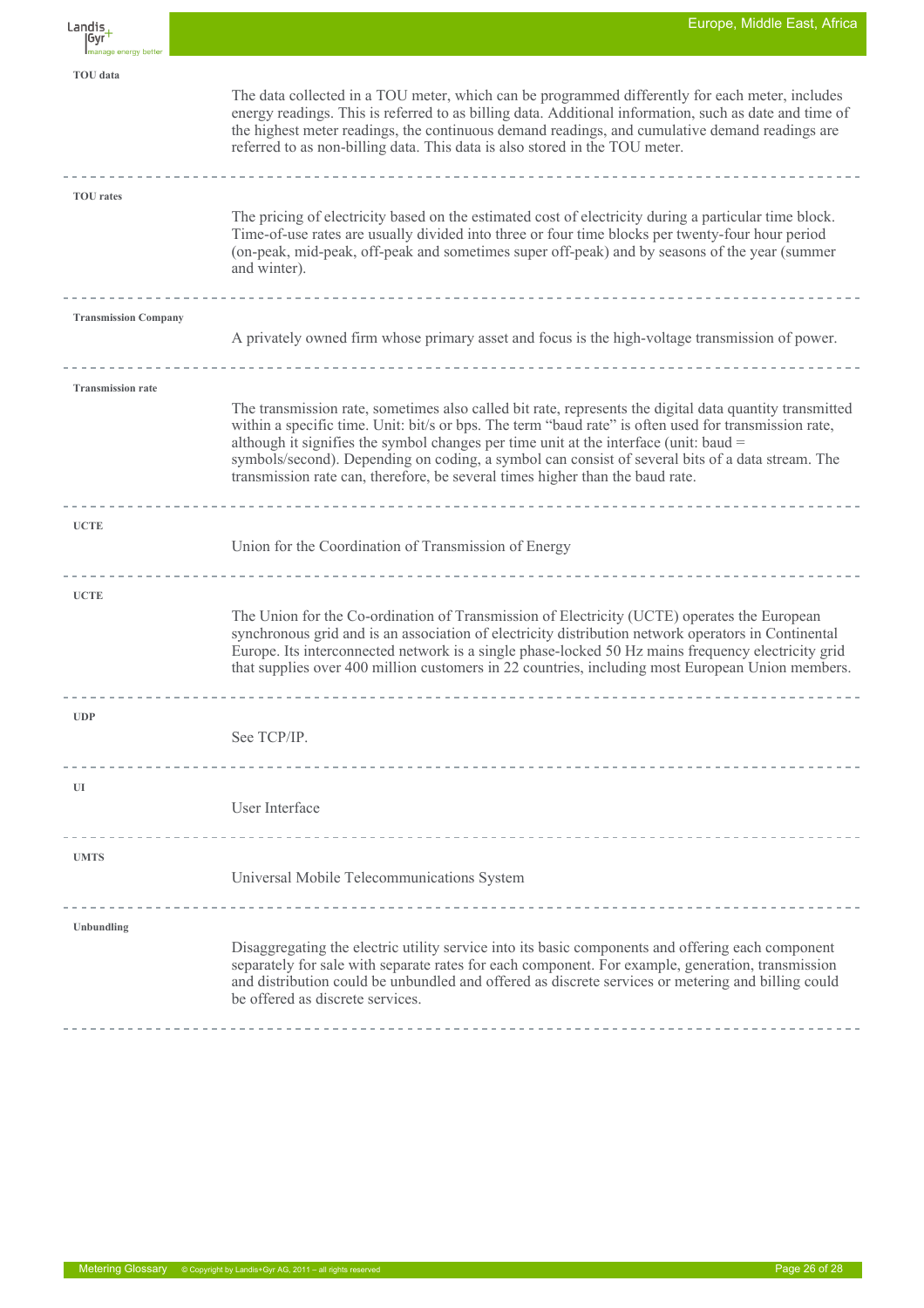**TOU data**

The data collected in a TOU meter, which can be programmed differently for each meter, includes energy readings. This is referred to as billing data. Additional information, such as date and time of the highest meter readings, the continuous demand readings, and cumulative demand readings are referred to as non-billing data. This data is also stored in the TOU meter.

---

**TOU rates**

The pricing of electricity based on the estimated cost of electricity during a particular time block. Time-of-use rates are usually divided into three or four time blocks per twenty-four hour period (on-peak, mid-peak, off-peak and sometimes super off-peak) and by seasons of the year (summer and winter).

---

**Transmission Company**

A privately owned firm whose primary asset and focus is the high-voltage transmission of power.

---

**Transmission rate**

The transmission rate, sometimes also called bit rate, represents the digital data quantity transmitted within a specific time. Unit: bit/s or bps. The term “baud rate” is often used for transmission rate, although it signifies the symbol changes per time unit at the interface (unit: baud = symbols/second). Depending on coding, a symbol can consist of several bits of a data stream. The transmission rate can, therefore, be several times higher than the baud rate.

---

**UCTE**

Union for the Coordination of Transmission of Energy

---

**UCTE**

The Union for the Co-ordination of Transmission of Electricity (UCTE) operates the European synchronous grid and is an association of electricity distribution network operators in Continental Europe. Its interconnected network is a single phase-locked 50 Hz mains frequency electricity grid that supplies over 400 million customers in 22 countries, including most European Union members.

---

**UDP**

See TCP/IP.

---

**UI**

User Interface

---

**UMTS**

Universal Mobile Telecommunications System

---

**Unbundling**

Disaggregating the electric utility service into its basic components and offering each component separately for sale with separate rates for each component. For example, generation, transmission and distribution could be unbundled and offered as discrete services or metering and billing could be offered as discrete services.

---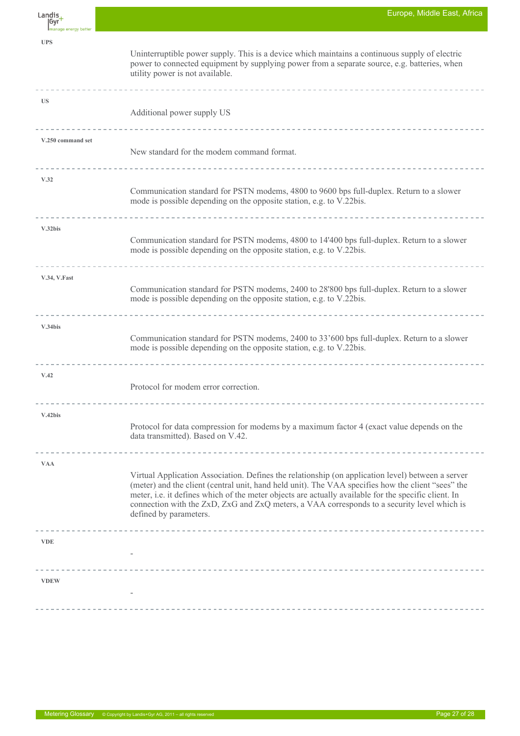**UPS**

Uninterruptible power supply. This is a device which maintains a continuous supply of electric power to connected equipment by supplying power from a separate source, e.g. batteries, when utility power is not available.

---

**US**

Additional power supply US

---

**V.250 command set**

New standard for the modem command format.

---

**V.32**

Communication standard for PSTN modems, 4800 to 9600 bps full-duplex. Return to a slower mode is possible depending on the opposite station, e.g. to V.22bis.

---

**V.32bis**

Communication standard for PSTN modems, 4800 to 14'400 bps full-duplex. Return to a slower mode is possible depending on the opposite station, e.g. to V.22bis.

---

**V.34, V.Fast**

Communication standard for PSTN modems, 2400 to 28'800 bps full-duplex. Return to a slower mode is possible depending on the opposite station, e.g. to V.22bis.

---

**V.34bis**

Communication standard for PSTN modems, 2400 to 33'600 bps full-duplex. Return to a slower mode is possible depending on the opposite station, e.g. to V.22bis.

---

**V.42**

Protocol for modem error correction.

---

**V.42bis**

Protocol for data compression for modems by a maximum factor 4 (exact value depends on the data transmitted). Based on V.42.

---

**VAA**

Virtual Application Association. Defines the relationship (on application level) between a server (meter) and the client (central unit, hand held unit). The VAA specifies how the client "sees" the meter, i.e. it defines which of the meter objects are actually available for the specific client. In connection with the ZxD, ZxG and ZxQ meters, a VAA corresponds to a security level which is defined by parameters.

---

**VDE**

-

---

**VDEW**

-

---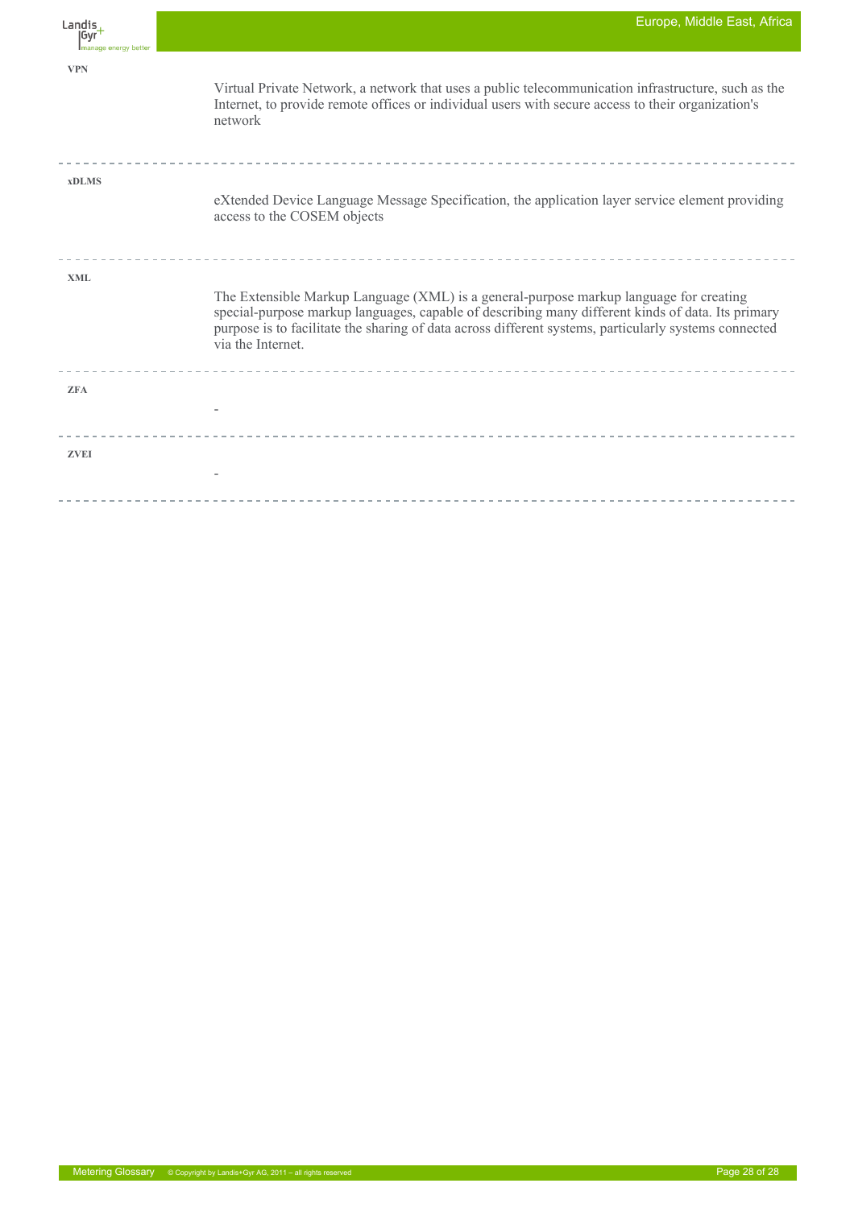**VPN**

Virtual Private Network, a network that uses a public telecommunication infrastructure, such as the Internet, to provide remote offices or individual users with secure access to their organization's network

---

**xDLMS**

eXtended Device Language Message Specification, the application layer service element providing access to the COSEM objects

---

**XML**

The Extensible Markup Language (XML) is a general-purpose markup language for creating special-purpose markup languages, capable of describing many different kinds of data. Its primary purpose is to facilitate the sharing of data across different systems, particularly systems connected via the Internet.

---

**ZFA**

-

---

**ZVEI**

-

---